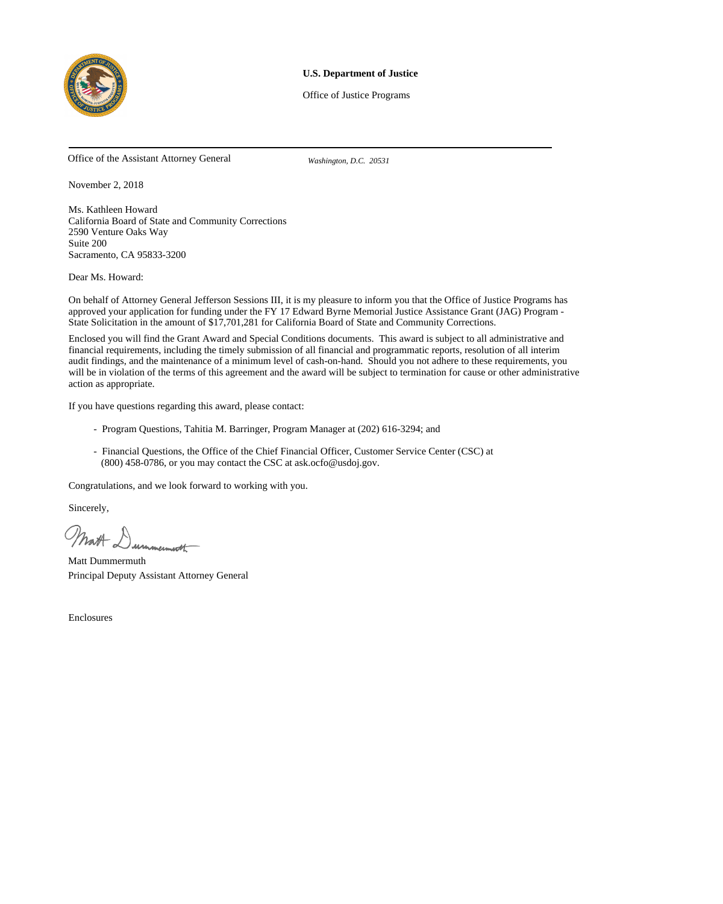**U.S. Department of Justice**

Office of Justice Programs

Office of the Assistant Attorney General  *Washington, D.C. 20531*

November 2, 2018

Ms. Kathleen Howard
California Board of State and Community Corrections
2590 Venture Oaks Way
Suite 200
Sacramento, CA 95833-3200

Dear Ms. Howard:

On behalf of Attorney General Jefferson Sessions III, it is my pleasure to inform you that the Office of Justice Programs has approved your application for funding under the FY 17 Edward Byrne Memorial Justice Assistance Grant (JAG) Program - State Solicitation in the amount of $17,701,281 for California Board of State and Community Corrections.

Enclosed you will find the Grant Award and Special Conditions documents. This award is subject to all administrative and financial requirements, including the timely submission of all financial and programmatic reports, resolution of all interim audit findings, and the maintenance of a minimum level of cash-on-hand. Should you not adhere to these requirements, you will be in violation of the terms of this agreement and the award will be subject to termination for cause or other administrative action as appropriate.

If you have questions regarding this award, please contact:

- Program Questions, Tahitia M. Barringer, Program Manager at (202) 616-3294; and
- Financial Questions, the Office of the Chief Financial Officer, Customer Service Center (CSC) at (800) 458-0786, or you may contact the CSC at ask.ocfo@usdoj.gov.

Congratulations, and we look forward to working with you.

Sincerely,

Matt Dummermuth
Principal Deputy Assistant Attorney General

Enclosures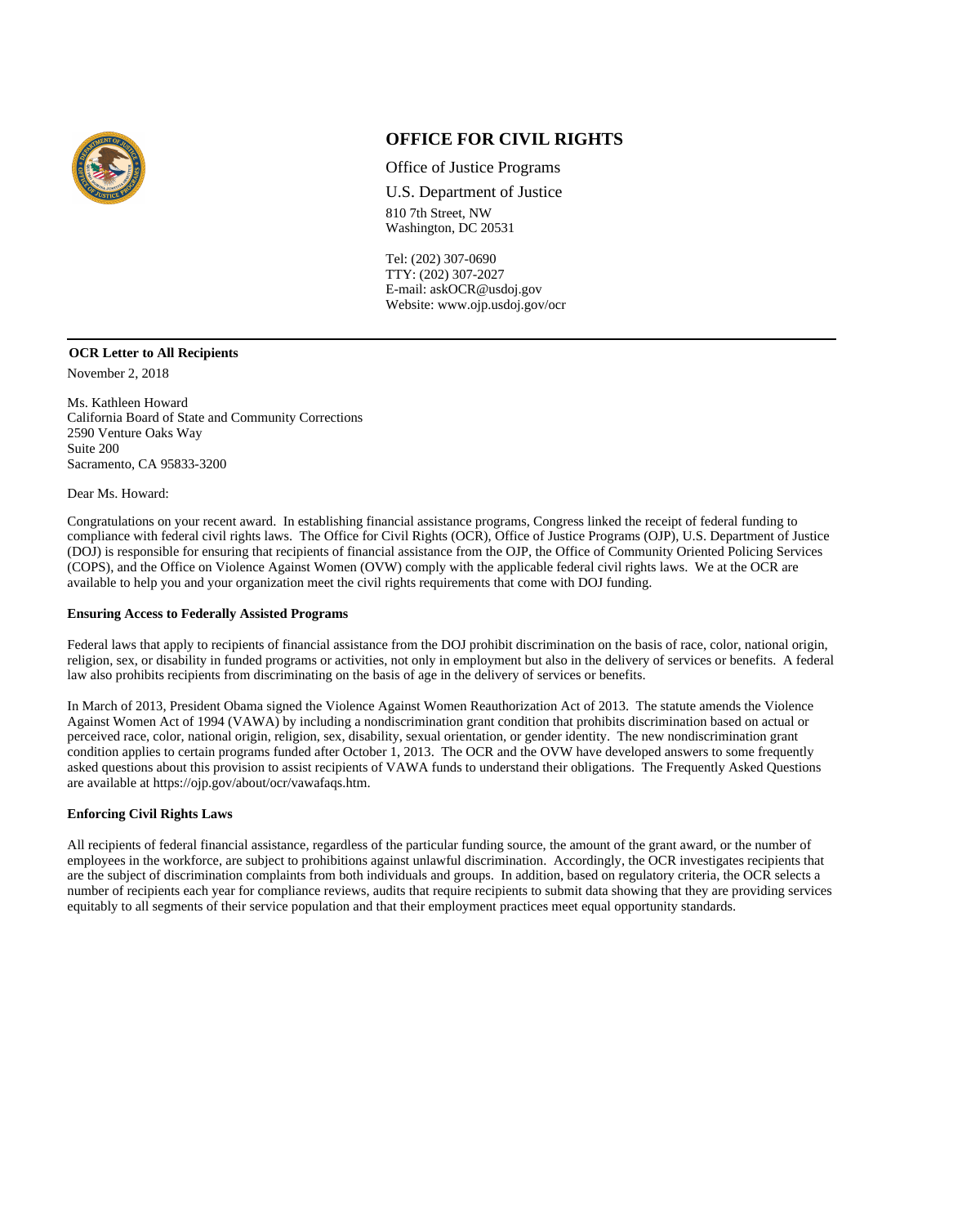## OFFICE FOR CIVIL RIGHTS

Office of Justice Programs

U.S. Department of Justice

810 7th Street, NW
Washington, DC 20531

Tel: (202) 307-0690
TTY: (202) 307-2027
E-mail: askOCR@usdoj.gov
Website: www.ojp.usdoj.gov/ocr

---

**OCR Letter to All Recipients**

November 2, 2018

Ms. Kathleen Howard
California Board of State and Community Corrections
2590 Venture Oaks Way
Suite 200
Sacramento, CA 95833-3200

Dear Ms. Howard:

Congratulations on your recent award. In establishing financial assistance programs, Congress linked the receipt of federal funding to compliance with federal civil rights laws. The Office for Civil Rights (OCR), Office of Justice Programs (OJP), U.S. Department of Justice (DOJ) is responsible for ensuring that recipients of financial assistance from the OJP, the Office of Community Oriented Policing Services (COPS), and the Office on Violence Against Women (OVW) comply with the applicable federal civil rights laws. We at the OCR are available to help you and your organization meet the civil rights requirements that come with DOJ funding.

**Ensuring Access to Federally Assisted Programs**

Federal laws that apply to recipients of financial assistance from the DOJ prohibit discrimination on the basis of race, color, national origin, religion, sex, or disability in funded programs or activities, not only in employment but also in the delivery of services or benefits. A federal law also prohibits recipients from discriminating on the basis of age in the delivery of services or benefits.

In March of 2013, President Obama signed the Violence Against Women Reauthorization Act of 2013. The statute amends the Violence Against Women Act of 1994 (VAWA) by including a nondiscrimination grant condition that prohibits discrimination based on actual or perceived race, color, national origin, religion, sex, disability, sexual orientation, or gender identity. The new nondiscrimination grant condition applies to certain programs funded after October 1, 2013. The OCR and the OVW have developed answers to some frequently asked questions about this provision to assist recipients of VAWA funds to understand their obligations. The Frequently Asked Questions are available at https://ojp.gov/about/ocr/vawafaqs.htm.

**Enforcing Civil Rights Laws**

All recipients of federal financial assistance, regardless of the particular funding source, the amount of the grant award, or the number of employees in the workforce, are subject to prohibitions against unlawful discrimination. Accordingly, the OCR investigates recipients that are the subject of discrimination complaints from both individuals and groups. In addition, based on regulatory criteria, the OCR selects a number of recipients each year for compliance reviews, audits that require recipients to submit data showing that they are providing services equitably to all segments of their service population and that their employment practices meet equal opportunity standards.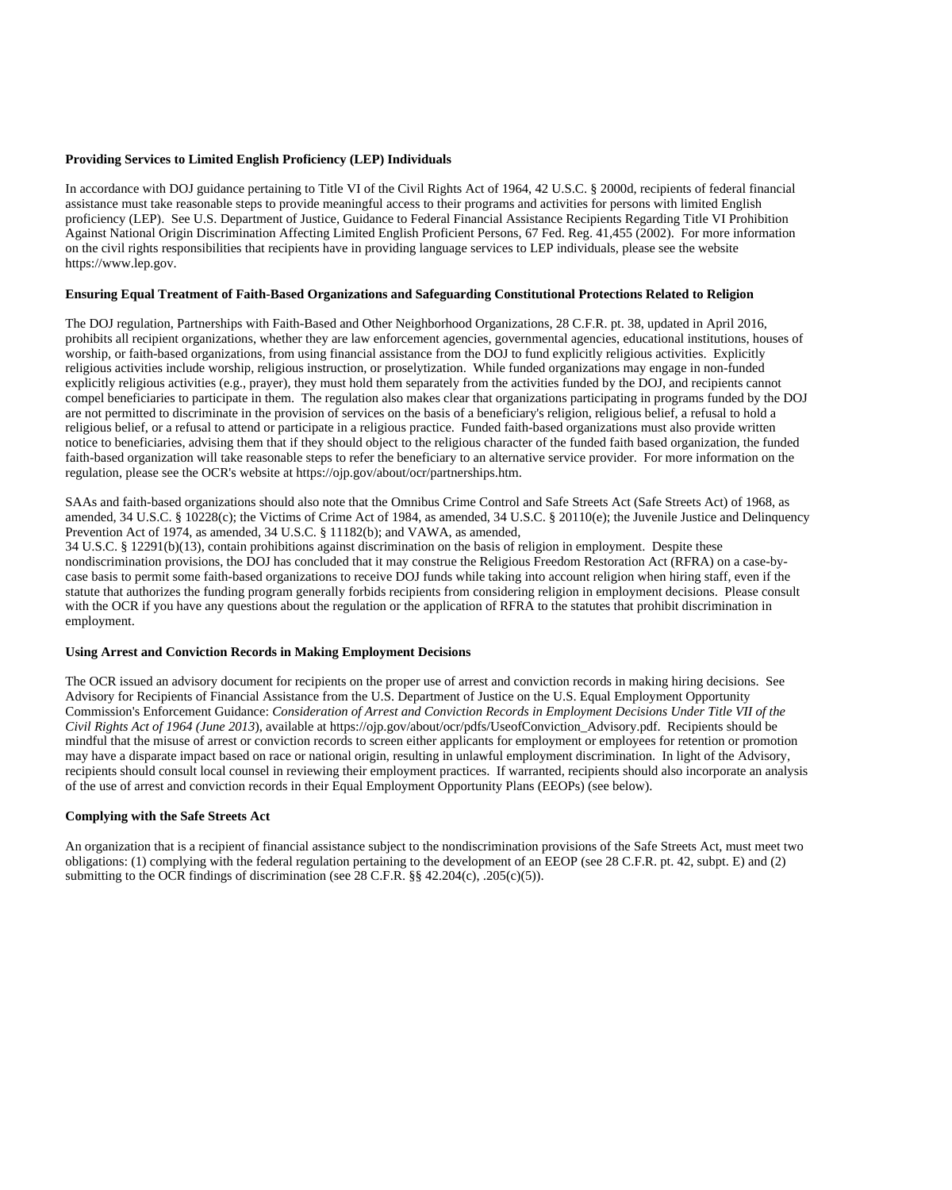**Providing Services to Limited English Proficiency (LEP) Individuals**

In accordance with DOJ guidance pertaining to Title VI of the Civil Rights Act of 1964, 42 U.S.C. § 2000d, recipients of federal financial assistance must take reasonable steps to provide meaningful access to their programs and activities for persons with limited English proficiency (LEP). See U.S. Department of Justice, Guidance to Federal Financial Assistance Recipients Regarding Title VI Prohibition Against National Origin Discrimination Affecting Limited English Proficient Persons, 67 Fed. Reg. 41,455 (2002). For more information on the civil rights responsibilities that recipients have in providing language services to LEP individuals, please see the website https://www.lep.gov.

**Ensuring Equal Treatment of Faith-Based Organizations and Safeguarding Constitutional Protections Related to Religion**

The DOJ regulation, Partnerships with Faith-Based and Other Neighborhood Organizations, 28 C.F.R. pt. 38, updated in April 2016, prohibits all recipient organizations, whether they are law enforcement agencies, governmental agencies, educational institutions, houses of worship, or faith-based organizations, from using financial assistance from the DOJ to fund explicitly religious activities. Explicitly religious activities include worship, religious instruction, or proselytization. While funded organizations may engage in non-funded explicitly religious activities (e.g., prayer), they must hold them separately from the activities funded by the DOJ, and recipients cannot compel beneficiaries to participate in them. The regulation also makes clear that organizations participating in programs funded by the DOJ are not permitted to discriminate in the provision of services on the basis of a beneficiary's religion, religious belief, a refusal to hold a religious belief, or a refusal to attend or participate in a religious practice. Funded faith-based organizations must also provide written notice to beneficiaries, advising them that if they should object to the religious character of the funded faith based organization, the funded faith-based organization will take reasonable steps to refer the beneficiary to an alternative service provider. For more information on the regulation, please see the OCR's website at https://ojp.gov/about/ocr/partnerships.htm.

SAAs and faith-based organizations should also note that the Omnibus Crime Control and Safe Streets Act (Safe Streets Act) of 1968, as amended, 34 U.S.C. § 10228(c); the Victims of Crime Act of 1984, as amended, 34 U.S.C. § 20110(e); the Juvenile Justice and Delinquency Prevention Act of 1974, as amended, 34 U.S.C. § 11182(b); and VAWA, as amended, 34 U.S.C. § 12291(b)(13), contain prohibitions against discrimination on the basis of religion in employment. Despite these nondiscrimination provisions, the DOJ has concluded that it may construe the Religious Freedom Restoration Act (RFRA) on a case-by-case basis to permit some faith-based organizations to receive DOJ funds while taking into account religion when hiring staff, even if the statute that authorizes the funding program generally forbids recipients from considering religion in employment decisions. Please consult with the OCR if you have any questions about the regulation or the application of RFRA to the statutes that prohibit discrimination in employment.

**Using Arrest and Conviction Records in Making Employment Decisions**

The OCR issued an advisory document for recipients on the proper use of arrest and conviction records in making hiring decisions. See Advisory for Recipients of Financial Assistance from the U.S. Department of Justice on the U.S. Equal Employment Opportunity Commission's Enforcement Guidance: *Consideration of Arrest and Conviction Records in Employment Decisions Under Title VII of the Civil Rights Act of 1964 (June 2013)*, available at https://ojp.gov/about/ocr/pdfs/UseofConviction_Advisory.pdf. Recipients should be mindful that the misuse of arrest or conviction records to screen either applicants for employment or employees for retention or promotion may have a disparate impact based on race or national origin, resulting in unlawful employment discrimination. In light of the Advisory, recipients should consult local counsel in reviewing their employment practices. If warranted, recipients should also incorporate an analysis of the use of arrest and conviction records in their Equal Employment Opportunity Plans (EEOPs) (see below).

**Complying with the Safe Streets Act**

An organization that is a recipient of financial assistance subject to the nondiscrimination provisions of the Safe Streets Act, must meet two obligations: (1) complying with the federal regulation pertaining to the development of an EEOP (see 28 C.F.R. pt. 42, subpt. E) and (2) submitting to the OCR findings of discrimination (see 28 C.F.R. §§ 42.204(c), .205(c)(5)).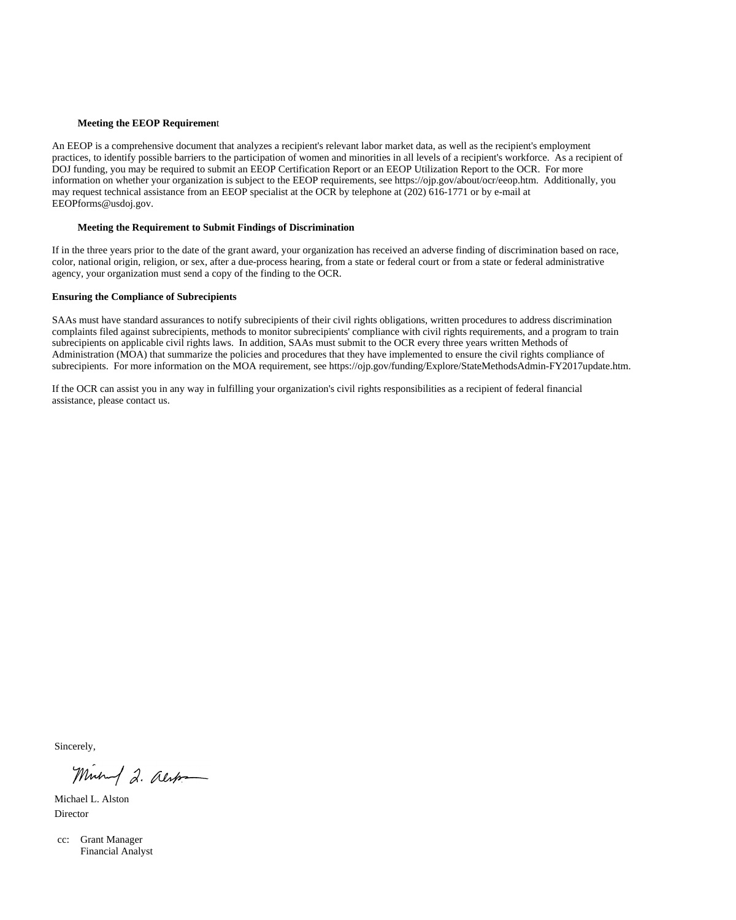**Meeting the EEOP Requirement**

An EEOP is a comprehensive document that analyzes a recipient's relevant labor market data, as well as the recipient's employment practices, to identify possible barriers to the participation of women and minorities in all levels of a recipient's workforce. As a recipient of DOJ funding, you may be required to submit an EEOP Certification Report or an EEOP Utilization Report to the OCR. For more information on whether your organization is subject to the EEOP requirements, see https://ojp.gov/about/ocr/eeop.htm. Additionally, you may request technical assistance from an EEOP specialist at the OCR by telephone at (202) 616-1771 or by e-mail at EEOPforms@usdoj.gov.

**Meeting the Requirement to Submit Findings of Discrimination**

If in the three years prior to the date of the grant award, your organization has received an adverse finding of discrimination based on race, color, national origin, religion, or sex, after a due-process hearing, from a state or federal court or from a state or federal administrative agency, your organization must send a copy of the finding to the OCR.

**Ensuring the Compliance of Subrecipients**

SAAs must have standard assurances to notify subrecipients of their civil rights obligations, written procedures to address discrimination complaints filed against subrecipients, methods to monitor subrecipients' compliance with civil rights requirements, and a program to train subrecipients on applicable civil rights laws. In addition, SAAs must submit to the OCR every three years written Methods of Administration (MOA) that summarize the policies and procedures that they have implemented to ensure the civil rights compliance of subrecipients. For more information on the MOA requirement, see https://ojp.gov/funding/Explore/StateMethodsAdmin-FY2017update.htm.

If the OCR can assist you in any way in fulfilling your organization's civil rights responsibilities as a recipient of federal financial assistance, please contact us.

Sincerely,

Michael L. Alston
Director

cc: Grant Manager
Financial Analyst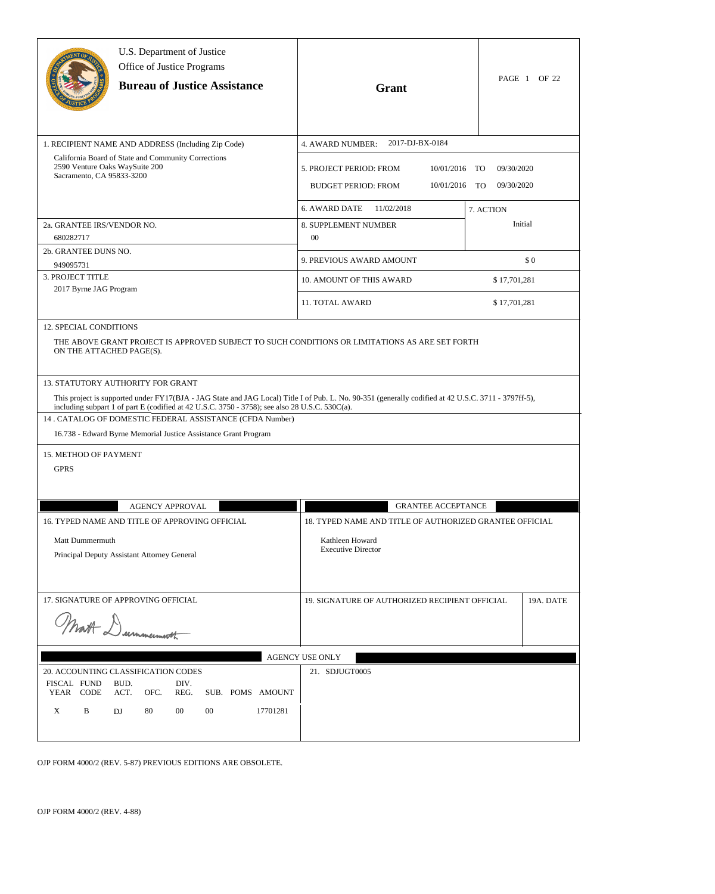U.S. Department of Justice
Office of Justice Programs
**Bureau of Justice Assistance**

**Grant**

PAGE 1 OF 22

| 1. RECIPIENT NAME AND ADDRESS (Including Zip Code) | 4. AWARD NUMBER: 2017-DJ-BX-0184 | |
|---|---|---|
| California Board of State and Community Corrections<br>2590 Venture Oaks WaySuite 200<br>Sacramento, CA 95833-3200 | 5. PROJECT PERIOD: FROM 10/01/2016 TO 09/30/2020<br>BUDGET PERIOD: FROM 10/01/2016 TO 09/30/2020 | |
| | 6. AWARD DATE 11/02/2018 | 7. ACTION |
| 2a. GRANTEE IRS/VENDOR NO.<br>680282717 | 8. SUPPLEMENT NUMBER<br>00 | Initial |
| 2b. GRANTEE DUNS NO.<br>949095731 | 9. PREVIOUS AWARD AMOUNT | $ 0 |
| 3. PROJECT TITLE<br>2017 Byrne JAG Program | 10. AMOUNT OF THIS AWARD | $ 17,701,281 |
| | 11. TOTAL AWARD | $ 17,701,281 |

12. SPECIAL CONDITIONS

THE ABOVE GRANT PROJECT IS APPROVED SUBJECT TO SUCH CONDITIONS OR LIMITATIONS AS ARE SET FORTH ON THE ATTACHED PAGE(S).

13. STATUTORY AUTHORITY FOR GRANT

This project is supported under FY17(BJA - JAG State and JAG Local) Title I of Pub. L. No. 90-351 (generally codified at 42 U.S.C. 3711 - 3797ff-5), including subpart 1 of part E (codified at 42 U.S.C. 3750 - 3758); see also 28 U.S.C. 530C(a).

14. CATALOG OF DOMESTIC FEDERAL ASSISTANCE (CFDA Number)

16.738 - Edward Byrne Memorial Justice Assistance Grant Program

15. METHOD OF PAYMENT

GPRS

| AGENCY APPROVAL | GRANTEE ACCEPTANCE | |
|---|---|---|
| 16. TYPED NAME AND TITLE OF APPROVING OFFICIAL<br>Matt Dummermuth<br>Principal Deputy Assistant Attorney General | 18. TYPED NAME AND TITLE OF AUTHORIZED GRANTEE OFFICIAL<br>Kathleen Howard<br>Executive Director | |
| 17. SIGNATURE OF APPROVING OFFICIAL<br>Matt Dummermuth | 19. SIGNATURE OF AUTHORIZED RECIPIENT OFFICIAL | 19A. DATE |

AGENCY USE ONLY

20. ACCOUNTING CLASSIFICATION CODES

| FISCAL YEAR | FUND CODE | BUD. ACT. | OFC. | DIV. REG. | SUB. | POMS | AMOUNT |
|---|---|---|---|---|---|---|---|
| X | B | DJ | 80 | 00 | 00 | | 17701281 |

21. SDJUGT0005

OJP FORM 4000/2 (REV. 5-87) PREVIOUS EDITIONS ARE OBSOLETE.

OJP FORM 4000/2 (REV. 4-88)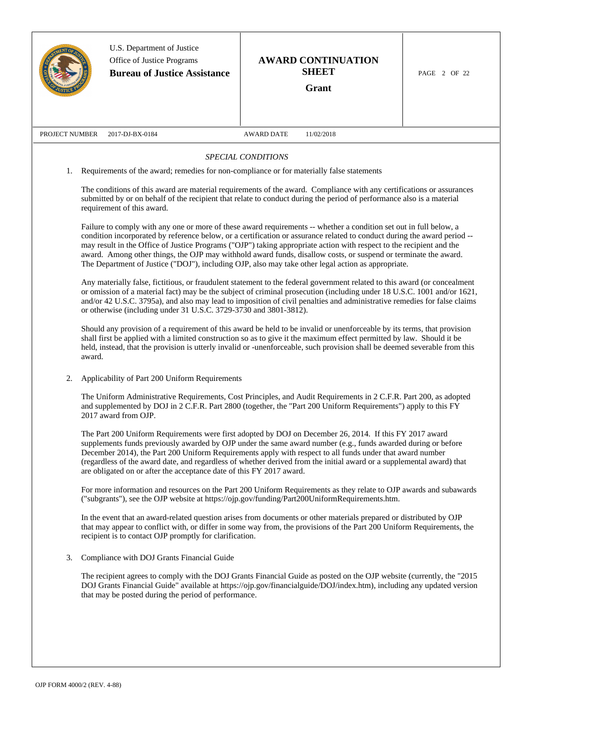U.S. Department of Justice
Office of Justice Programs
**Bureau of Justice Assistance**

**AWARD CONTINUATION SHEET**

**Grant**

PROJECT NUMBER 2017-DJ-BX-0184 AWARD DATE 11/02/2018

*SPECIAL CONDITIONS*

1. Requirements of the award; remedies for non-compliance or for materially false statements

   The conditions of this award are material requirements of the award. Compliance with any certifications or assurances submitted by or on behalf of the recipient that relate to conduct during the period of performance also is a material requirement of this award.

   Failure to comply with any one or more of these award requirements -- whether a condition set out in full below, a condition incorporated by reference below, or a certification or assurance related to conduct during the award period -- may result in the Office of Justice Programs ("OJP") taking appropriate action with respect to the recipient and the award. Among other things, the OJP may withhold award funds, disallow costs, or suspend or terminate the award. The Department of Justice ("DOJ"), including OJP, also may take other legal action as appropriate.

   Any materially false, fictitious, or fraudulent statement to the federal government related to this award (or concealment or omission of a material fact) may be the subject of criminal prosecution (including under 18 U.S.C. 1001 and/or 1621, and/or 42 U.S.C. 3795a), and also may lead to imposition of civil penalties and administrative remedies for false claims or otherwise (including under 31 U.S.C. 3729-3730 and 3801-3812).

   Should any provision of a requirement of this award be held to be invalid or unenforceable by its terms, that provision shall first be applied with a limited construction so as to give it the maximum effect permitted by law. Should it be held, instead, that the provision is utterly invalid or -unenforceable, such provision shall be deemed severable from this award.

2. Applicability of Part 200 Uniform Requirements

   The Uniform Administrative Requirements, Cost Principles, and Audit Requirements in 2 C.F.R. Part 200, as adopted and supplemented by DOJ in 2 C.F.R. Part 2800 (together, the "Part 200 Uniform Requirements") apply to this FY 2017 award from OJP.

   The Part 200 Uniform Requirements were first adopted by DOJ on December 26, 2014. If this FY 2017 award supplements funds previously awarded by OJP under the same award number (e.g., funds awarded during or before December 2014), the Part 200 Uniform Requirements apply with respect to all funds under that award number (regardless of the award date, and regardless of whether derived from the initial award or a supplemental award) that are obligated on or after the acceptance date of this FY 2017 award.

   For more information and resources on the Part 200 Uniform Requirements as they relate to OJP awards and subawards ("subgrants"), see the OJP website at https://ojp.gov/funding/Part200UniformRequirements.htm.

   In the event that an award-related question arises from documents or other materials prepared or distributed by OJP that may appear to conflict with, or differ in some way from, the provisions of the Part 200 Uniform Requirements, the recipient is to contact OJP promptly for clarification.

3. Compliance with DOJ Grants Financial Guide

   The recipient agrees to comply with the DOJ Grants Financial Guide as posted on the OJP website (currently, the "2015 DOJ Grants Financial Guide" available at https://ojp.gov/financialguide/DOJ/index.htm), including any updated version that may be posted during the period of performance.

OJP FORM 4000/2 (REV. 4-88)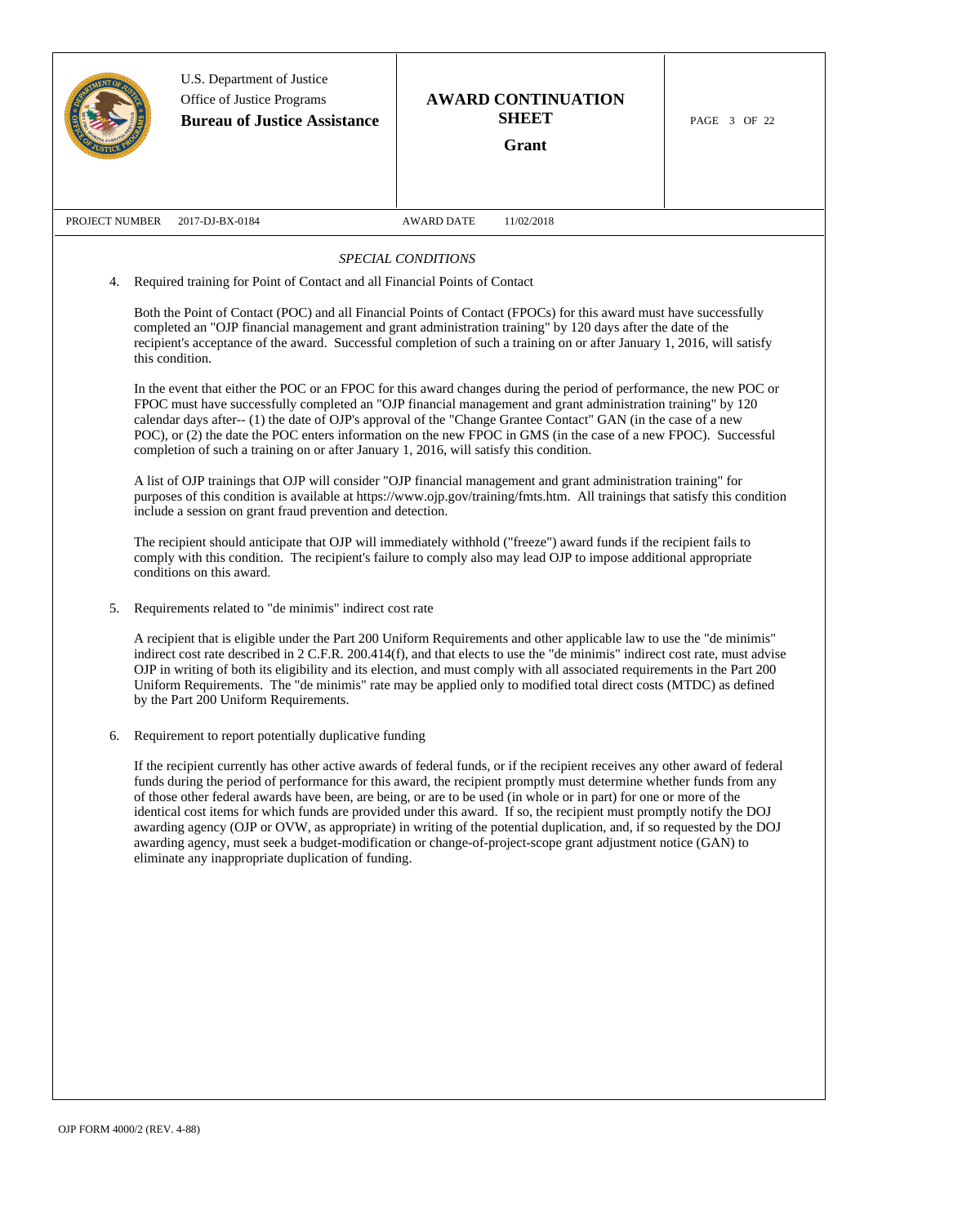U.S. Department of Justice
Office of Justice Programs
**Bureau of Justice Assistance**

**AWARD CONTINUATION SHEET**

**Grant**

PROJECT NUMBER 2017-DJ-BX-0184 AWARD DATE 11/02/2018

*SPECIAL CONDITIONS*

4. Required training for Point of Contact and all Financial Points of Contact

   Both the Point of Contact (POC) and all Financial Points of Contact (FPOCs) for this award must have successfully completed an "OJP financial management and grant administration training" by 120 days after the date of the recipient's acceptance of the award. Successful completion of such a training on or after January 1, 2016, will satisfy this condition.

   In the event that either the POC or an FPOC for this award changes during the period of performance, the new POC or FPOC must have successfully completed an "OJP financial management and grant administration training" by 120 calendar days after-- (1) the date of OJP's approval of the "Change Grantee Contact" GAN (in the case of a new POC), or (2) the date the POC enters information on the new FPOC in GMS (in the case of a new FPOC). Successful completion of such a training on or after January 1, 2016, will satisfy this condition.

   A list of OJP trainings that OJP will consider "OJP financial management and grant administration training" for purposes of this condition is available at https://www.ojp.gov/training/fmts.htm. All trainings that satisfy this condition include a session on grant fraud prevention and detection.

   The recipient should anticipate that OJP will immediately withhold ("freeze") award funds if the recipient fails to comply with this condition. The recipient's failure to comply also may lead OJP to impose additional appropriate conditions on this award.

5. Requirements related to "de minimis" indirect cost rate

   A recipient that is eligible under the Part 200 Uniform Requirements and other applicable law to use the "de minimis" indirect cost rate described in 2 C.F.R. 200.414(f), and that elects to use the "de minimis" indirect cost rate, must advise OJP in writing of both its eligibility and its election, and must comply with all associated requirements in the Part 200 Uniform Requirements. The "de minimis" rate may be applied only to modified total direct costs (MTDC) as defined by the Part 200 Uniform Requirements.

6. Requirement to report potentially duplicative funding

   If the recipient currently has other active awards of federal funds, or if the recipient receives any other award of federal funds during the period of performance for this award, the recipient promptly must determine whether funds from any of those other federal awards have been, are being, or are to be used (in whole or in part) for one or more of the identical cost items for which funds are provided under this award. If so, the recipient must promptly notify the DOJ awarding agency (OJP or OVW, as appropriate) in writing of the potential duplication, and, if so requested by the DOJ awarding agency, must seek a budget-modification or change-of-project-scope grant adjustment notice (GAN) to eliminate any inappropriate duplication of funding.

OJP FORM 4000/2 (REV. 4-88)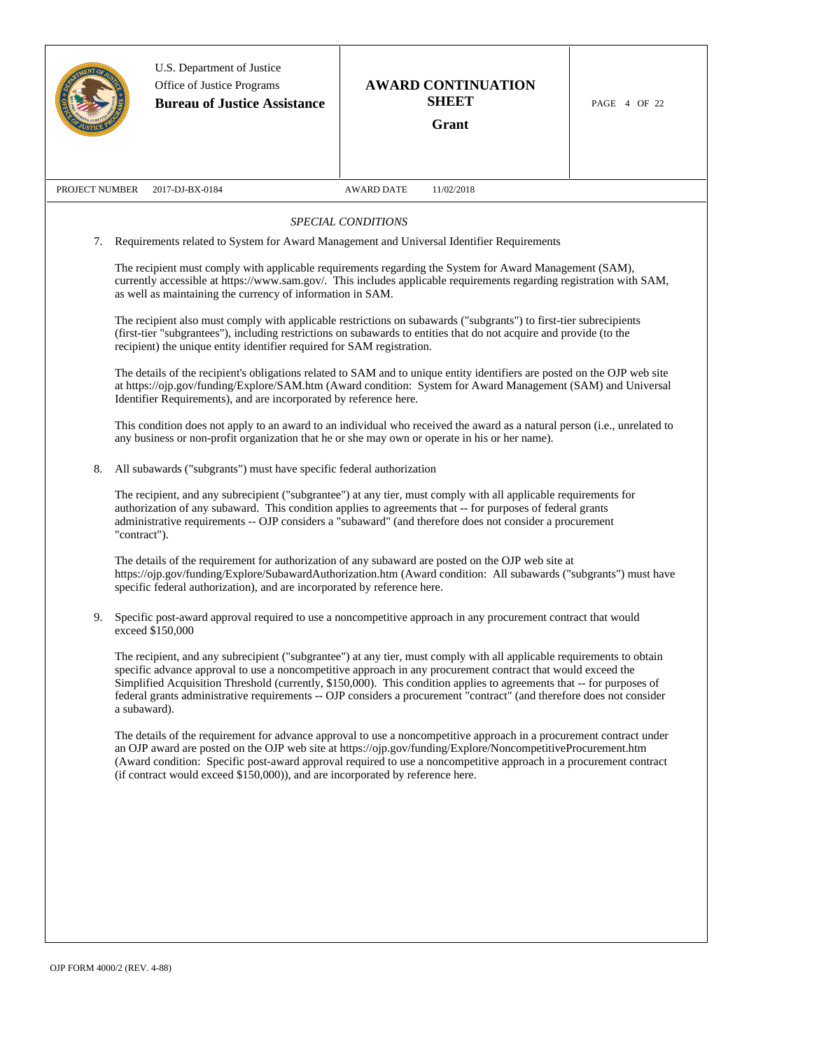U.S. Department of Justice
Office of Justice Programs
**Bureau of Justice Assistance**

**AWARD CONTINUATION SHEET**
**Grant**

PROJECT NUMBER 2017-DJ-BX-0184 | AWARD DATE 11/02/2018

*SPECIAL CONDITIONS*

7. Requirements related to System for Award Management and Universal Identifier Requirements

   The recipient must comply with applicable requirements regarding the System for Award Management (SAM), currently accessible at https://www.sam.gov/. This includes applicable requirements regarding registration with SAM, as well as maintaining the currency of information in SAM.

   The recipient also must comply with applicable restrictions on subawards ("subgrants") to first-tier subrecipients (first-tier "subgrantees"), including restrictions on subawards to entities that do not acquire and provide (to the recipient) the unique entity identifier required for SAM registration.

   The details of the recipient's obligations related to SAM and to unique entity identifiers are posted on the OJP web site at https://ojp.gov/funding/Explore/SAM.htm (Award condition: System for Award Management (SAM) and Universal Identifier Requirements), and are incorporated by reference here.

   This condition does not apply to an award to an individual who received the award as a natural person (i.e., unrelated to any business or non-profit organization that he or she may own or operate in his or her name).

8. All subawards ("subgrants") must have specific federal authorization

   The recipient, and any subrecipient ("subgrantee") at any tier, must comply with all applicable requirements for authorization of any subaward. This condition applies to agreements that -- for purposes of federal grants administrative requirements -- OJP considers a "subaward" (and therefore does not consider a procurement "contract").

   The details of the requirement for authorization of any subaward are posted on the OJP web site at https://ojp.gov/funding/Explore/SubawardAuthorization.htm (Award condition: All subawards ("subgrants") must have specific federal authorization), and are incorporated by reference here.

9. Specific post-award approval required to use a noncompetitive approach in any procurement contract that would exceed $150,000

   The recipient, and any subrecipient ("subgrantee") at any tier, must comply with all applicable requirements to obtain specific advance approval to use a noncompetitive approach in any procurement contract that would exceed the Simplified Acquisition Threshold (currently, $150,000). This condition applies to agreements that -- for purposes of federal grants administrative requirements -- OJP considers a procurement "contract" (and therefore does not consider a subaward).

   The details of the requirement for advance approval to use a noncompetitive approach in a procurement contract under an OJP award are posted on the OJP web site at https://ojp.gov/funding/Explore/NoncompetitiveProcurement.htm (Award condition: Specific post-award approval required to use a noncompetitive approach in a procurement contract (if contract would exceed $150,000)), and are incorporated by reference here.

OJP FORM 4000/2 (REV. 4-88)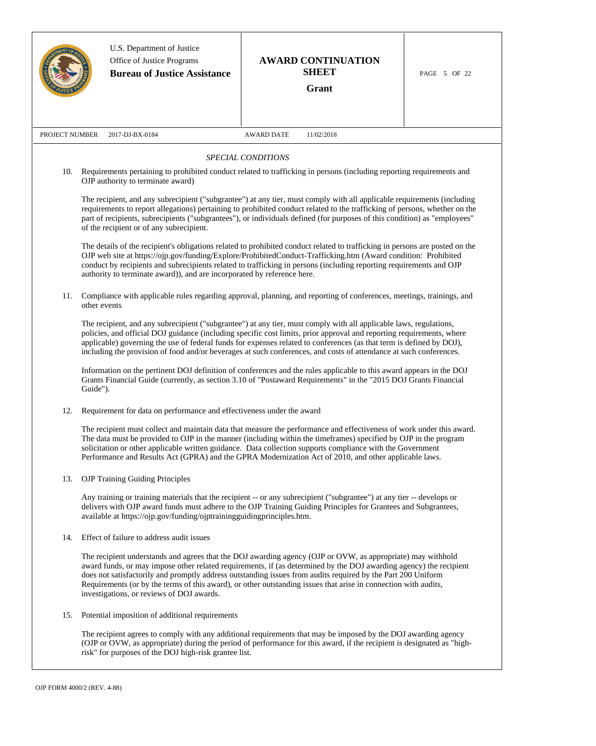U.S. Department of Justice
Office of Justice Programs
**Bureau of Justice Assistance**

**AWARD CONTINUATION SHEET**

**Grant**

PROJECT NUMBER 2017-DJ-BX-0184 AWARD DATE 11/02/2018

*SPECIAL CONDITIONS*

10. Requirements pertaining to prohibited conduct related to trafficking in persons (including reporting requirements and OJP authority to terminate award)

    The recipient, and any subrecipient ("subgrantee") at any tier, must comply with all applicable requirements (including requirements to report allegations) pertaining to prohibited conduct related to the trafficking of persons, whether on the part of recipients, subrecipients ("subgrantees"), or individuals defined (for purposes of this condition) as "employees" of the recipient or of any subrecipient.

    The details of the recipient's obligations related to prohibited conduct related to trafficking in persons are posted on the OJP web site at https://ojp.gov/funding/Explore/ProhibitedConduct-Trafficking.htm (Award condition: Prohibited conduct by recipients and subrecipients related to trafficking in persons (including reporting requirements and OJP authority to terminate award)), and are incorporated by reference here.

11. Compliance with applicable rules regarding approval, planning, and reporting of conferences, meetings, trainings, and other events

    The recipient, and any subrecipient ("subgrantee") at any tier, must comply with all applicable laws, regulations, policies, and official DOJ guidance (including specific cost limits, prior approval and reporting requirements, where applicable) governing the use of federal funds for expenses related to conferences (as that term is defined by DOJ), including the provision of food and/or beverages at such conferences, and costs of attendance at such conferences.

    Information on the pertinent DOJ definition of conferences and the rules applicable to this award appears in the DOJ Grants Financial Guide (currently, as section 3.10 of "Postaward Requirements" in the "2015 DOJ Grants Financial Guide").

12. Requirement for data on performance and effectiveness under the award

    The recipient must collect and maintain data that measure the performance and effectiveness of work under this award. The data must be provided to OJP in the manner (including within the timeframes) specified by OJP in the program solicitation or other applicable written guidance. Data collection supports compliance with the Government Performance and Results Act (GPRA) and the GPRA Modernization Act of 2010, and other applicable laws.

13. OJP Training Guiding Principles

    Any training or training materials that the recipient -- or any subrecipient ("subgrantee") at any tier -- develops or delivers with OJP award funds must adhere to the OJP Training Guiding Principles for Grantees and Subgrantees, available at https://ojp.gov/funding/ojptrainingguidingprinciples.htm.

14. Effect of failure to address audit issues

    The recipient understands and agrees that the DOJ awarding agency (OJP or OVW, as appropriate) may withhold award funds, or may impose other related requirements, if (as determined by the DOJ awarding agency) the recipient does not satisfactorily and promptly address outstanding issues from audits required by the Part 200 Uniform Requirements (or by the terms of this award), or other outstanding issues that arise in connection with audits, investigations, or reviews of DOJ awards.

15. Potential imposition of additional requirements

    The recipient agrees to comply with any additional requirements that may be imposed by the DOJ awarding agency (OJP or OVW, as appropriate) during the period of performance for this award, if the recipient is designated as "high-risk" for purposes of the DOJ high-risk grantee list.

OJP FORM 4000/2 (REV. 4-88)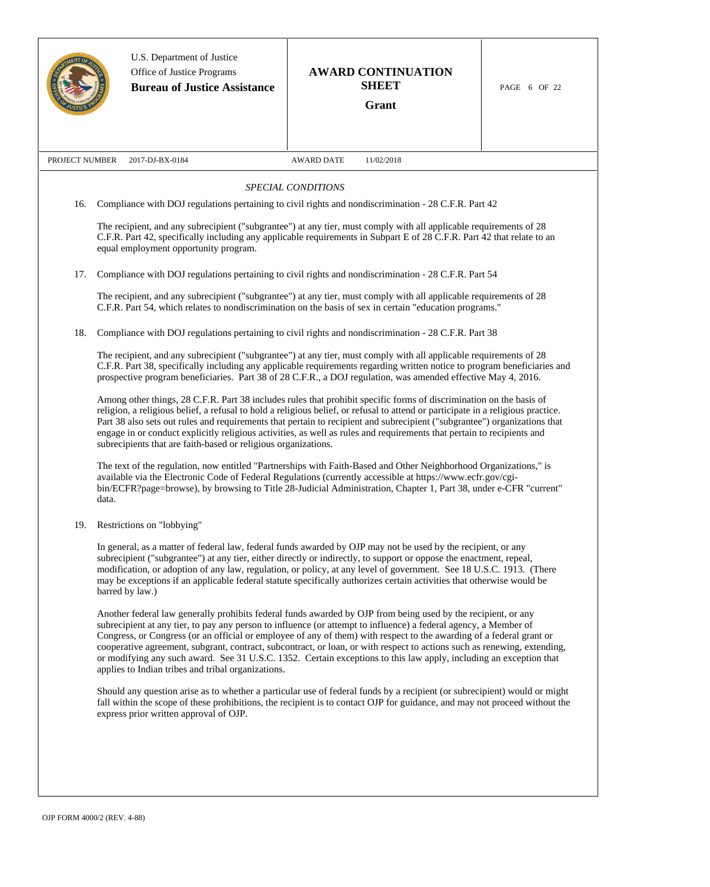U.S. Department of Justice
Office of Justice Programs
**Bureau of Justice Assistance**

**AWARD CONTINUATION SHEET**

**Grant**

PROJECT NUMBER 2017-DJ-BX-0184 AWARD DATE 11/02/2018

*SPECIAL CONDITIONS*

16. Compliance with DOJ regulations pertaining to civil rights and nondiscrimination - 28 C.F.R. Part 42

    The recipient, and any subrecipient ("subgrantee") at any tier, must comply with all applicable requirements of 28 C.F.R. Part 42, specifically including any applicable requirements in Subpart E of 28 C.F.R. Part 42 that relate to an equal employment opportunity program.

17. Compliance with DOJ regulations pertaining to civil rights and nondiscrimination - 28 C.F.R. Part 54

    The recipient, and any subrecipient ("subgrantee") at any tier, must comply with all applicable requirements of 28 C.F.R. Part 54, which relates to nondiscrimination on the basis of sex in certain "education programs."

18. Compliance with DOJ regulations pertaining to civil rights and nondiscrimination - 28 C.F.R. Part 38

    The recipient, and any subrecipient ("subgrantee") at any tier, must comply with all applicable requirements of 28 C.F.R. Part 38, specifically including any applicable requirements regarding written notice to program beneficiaries and prospective program beneficiaries. Part 38 of 28 C.F.R., a DOJ regulation, was amended effective May 4, 2016.

    Among other things, 28 C.F.R. Part 38 includes rules that prohibit specific forms of discrimination on the basis of religion, a religious belief, a refusal to hold a religious belief, or refusal to attend or participate in a religious practice. Part 38 also sets out rules and requirements that pertain to recipient and subrecipient ("subgrantee") organizations that engage in or conduct explicitly religious activities, as well as rules and requirements that pertain to recipients and subrecipients that are faith-based or religious organizations.

    The text of the regulation, now entitled "Partnerships with Faith-Based and Other Neighborhood Organizations," is available via the Electronic Code of Federal Regulations (currently accessible at https://www.ecfr.gov/cgi-bin/ECFR?page=browse), by browsing to Title 28-Judicial Administration, Chapter 1, Part 38, under e-CFR "current" data.

19. Restrictions on "lobbying"

    In general, as a matter of federal law, federal funds awarded by OJP may not be used by the recipient, or any subrecipient ("subgrantee") at any tier, either directly or indirectly, to support or oppose the enactment, repeal, modification, or adoption of any law, regulation, or policy, at any level of government. See 18 U.S.C. 1913. (There may be exceptions if an applicable federal statute specifically authorizes certain activities that otherwise would be barred by law.)

    Another federal law generally prohibits federal funds awarded by OJP from being used by the recipient, or any subrecipient at any tier, to pay any person to influence (or attempt to influence) a federal agency, a Member of Congress, or Congress (or an official or employee of any of them) with respect to the awarding of a federal grant or cooperative agreement, subgrant, contract, subcontract, or loan, or with respect to actions such as renewing, extending, or modifying any such award. See 31 U.S.C. 1352. Certain exceptions to this law apply, including an exception that applies to Indian tribes and tribal organizations.

    Should any question arise as to whether a particular use of federal funds by a recipient (or subrecipient) would or might fall within the scope of these prohibitions, the recipient is to contact OJP for guidance, and may not proceed without the express prior written approval of OJP.

OJP FORM 4000/2 (REV. 4-88)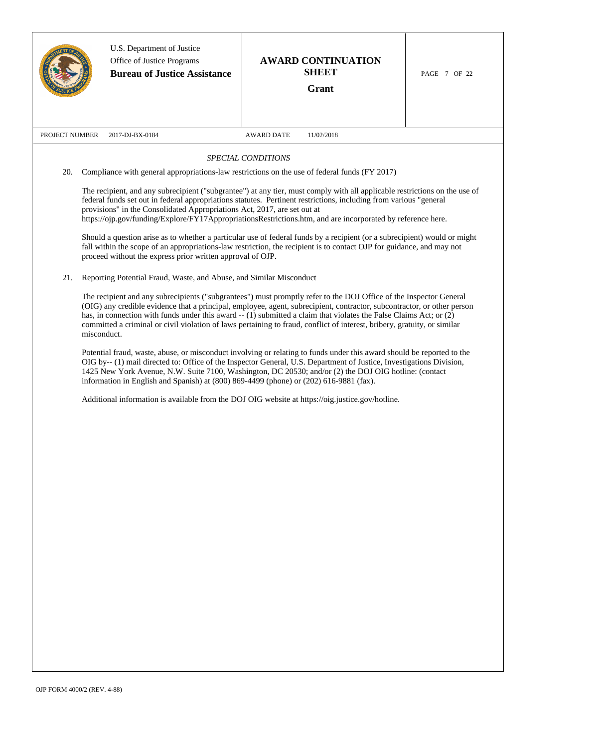U.S. Department of Justice
Office of Justice Programs
**Bureau of Justice Assistance**

**AWARD CONTINUATION SHEET**
**Grant**

PROJECT NUMBER 2017-DJ-BX-0184 AWARD DATE 11/02/2018

*SPECIAL CONDITIONS*

20. Compliance with general appropriations-law restrictions on the use of federal funds (FY 2017)

The recipient, and any subrecipient ("subgrantee") at any tier, must comply with all applicable restrictions on the use of federal funds set out in federal appropriations statutes. Pertinent restrictions, including from various "general provisions" in the Consolidated Appropriations Act, 2017, are set out at https://ojp.gov/funding/Explore/FY17AppropriationsRestrictions.htm, and are incorporated by reference here.

Should a question arise as to whether a particular use of federal funds by a recipient (or a subrecipient) would or might fall within the scope of an appropriations-law restriction, the recipient is to contact OJP for guidance, and may not proceed without the express prior written approval of OJP.

21. Reporting Potential Fraud, Waste, and Abuse, and Similar Misconduct

The recipient and any subrecipients ("subgrantees") must promptly refer to the DOJ Office of the Inspector General (OIG) any credible evidence that a principal, employee, agent, subrecipient, contractor, subcontractor, or other person has, in connection with funds under this award -- (1) submitted a claim that violates the False Claims Act; or (2) committed a criminal or civil violation of laws pertaining to fraud, conflict of interest, bribery, gratuity, or similar misconduct.

Potential fraud, waste, abuse, or misconduct involving or relating to funds under this award should be reported to the OIG by-- (1) mail directed to: Office of the Inspector General, U.S. Department of Justice, Investigations Division, 1425 New York Avenue, N.W. Suite 7100, Washington, DC 20530; and/or (2) the DOJ OIG hotline: (contact information in English and Spanish) at (800) 869-4499 (phone) or (202) 616-9881 (fax).

Additional information is available from the DOJ OIG website at https://oig.justice.gov/hotline.

OJP FORM 4000/2 (REV. 4-88)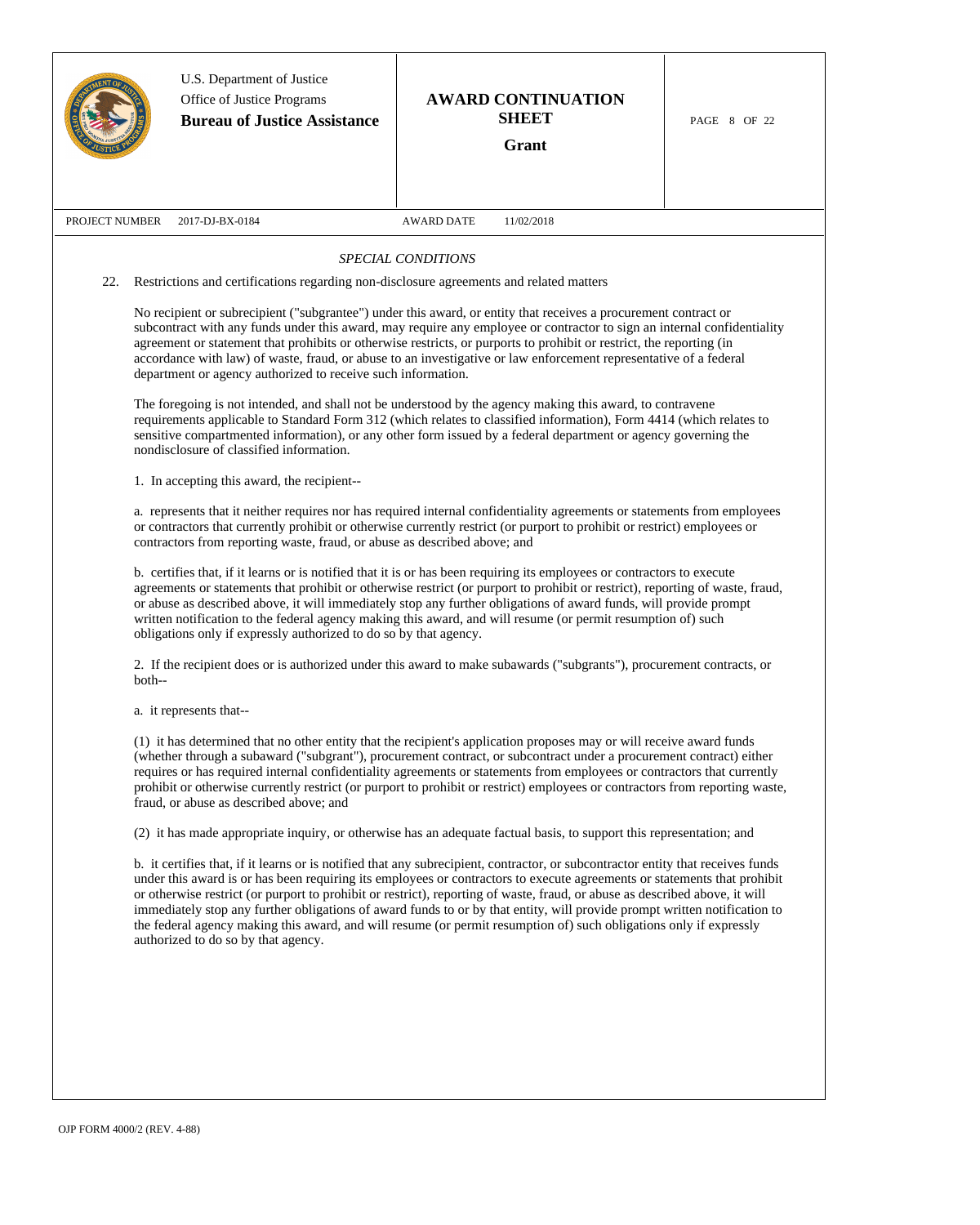*SPECIAL CONDITIONS*

22. Restrictions and certifications regarding non-disclosure agreements and related matters

No recipient or subrecipient ("subgrantee") under this award, or entity that receives a procurement contract or subcontract with any funds under this award, may require any employee or contractor to sign an internal confidentiality agreement or statement that prohibits or otherwise restricts, or purports to prohibit or restrict, the reporting (in accordance with law) of waste, fraud, or abuse to an investigative or law enforcement representative of a federal department or agency authorized to receive such information.

The foregoing is not intended, and shall not be understood by the agency making this award, to contravene requirements applicable to Standard Form 312 (which relates to classified information), Form 4414 (which relates to sensitive compartmented information), or any other form issued by a federal department or agency governing the nondisclosure of classified information.

1. In accepting this award, the recipient--

a. represents that it neither requires nor has required internal confidentiality agreements or statements from employees or contractors that currently prohibit or otherwise currently restrict (or purport to prohibit or restrict) employees or contractors from reporting waste, fraud, or abuse as described above; and

b. certifies that, if it learns or is notified that it is or has been requiring its employees or contractors to execute agreements or statements that prohibit or otherwise restrict (or purport to prohibit or restrict), reporting of waste, fraud, or abuse as described above, it will immediately stop any further obligations of award funds, will provide prompt written notification to the federal agency making this award, and will resume (or permit resumption of) such obligations only if expressly authorized to do so by that agency.

2. If the recipient does or is authorized under this award to make subawards ("subgrants"), procurement contracts, or both--

a. it represents that--

(1) it has determined that no other entity that the recipient's application proposes may or will receive award funds (whether through a subaward ("subgrant"), procurement contract, or subcontract under a procurement contract) either requires or has required internal confidentiality agreements or statements from employees or contractors that currently prohibit or otherwise currently restrict (or purport to prohibit or restrict) employees or contractors from reporting waste, fraud, or abuse as described above; and

(2) it has made appropriate inquiry, or otherwise has an adequate factual basis, to support this representation; and

b. it certifies that, if it learns or is notified that any subrecipient, contractor, or subcontractor entity that receives funds under this award is or has been requiring its employees or contractors to execute agreements or statements that prohibit or otherwise restrict (or purport to prohibit or restrict), reporting of waste, fraud, or abuse as described above, it will immediately stop any further obligations of award funds to or by that entity, will provide prompt written notification to the federal agency making this award, and will resume (or permit resumption of) such obligations only if expressly authorized to do so by that agency.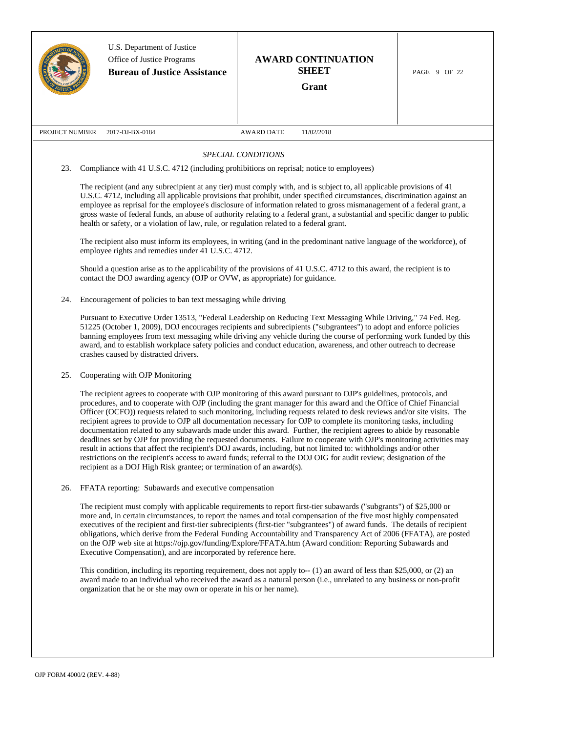PROJECT NUMBER 2017-DJ-BX-0184 AWARD DATE 11/02/2018

*SPECIAL CONDITIONS*

23. Compliance with 41 U.S.C. 4712 (including prohibitions on reprisal; notice to employees)

The recipient (and any subrecipient at any tier) must comply with, and is subject to, all applicable provisions of 41 U.S.C. 4712, including all applicable provisions that prohibit, under specified circumstances, discrimination against an employee as reprisal for the employee's disclosure of information related to gross mismanagement of a federal grant, a gross waste of federal funds, an abuse of authority relating to a federal grant, a substantial and specific danger to public health or safety, or a violation of law, rule, or regulation related to a federal grant.

The recipient also must inform its employees, in writing (and in the predominant native language of the workforce), of employee rights and remedies under 41 U.S.C. 4712.

Should a question arise as to the applicability of the provisions of 41 U.S.C. 4712 to this award, the recipient is to contact the DOJ awarding agency (OJP or OVW, as appropriate) for guidance.

24. Encouragement of policies to ban text messaging while driving

Pursuant to Executive Order 13513, "Federal Leadership on Reducing Text Messaging While Driving," 74 Fed. Reg. 51225 (October 1, 2009), DOJ encourages recipients and subrecipients ("subgrantees") to adopt and enforce policies banning employees from text messaging while driving any vehicle during the course of performing work funded by this award, and to establish workplace safety policies and conduct education, awareness, and other outreach to decrease crashes caused by distracted drivers.

25. Cooperating with OJP Monitoring

The recipient agrees to cooperate with OJP monitoring of this award pursuant to OJP's guidelines, protocols, and procedures, and to cooperate with OJP (including the grant manager for this award and the Office of Chief Financial Officer (OCFO)) requests related to such monitoring, including requests related to desk reviews and/or site visits. The recipient agrees to provide to OJP all documentation necessary for OJP to complete its monitoring tasks, including documentation related to any subawards made under this award. Further, the recipient agrees to abide by reasonable deadlines set by OJP for providing the requested documents. Failure to cooperate with OJP's monitoring activities may result in actions that affect the recipient's DOJ awards, including, but not limited to: withholdings and/or other restrictions on the recipient's access to award funds; referral to the DOJ OIG for audit review; designation of the recipient as a DOJ High Risk grantee; or termination of an award(s).

26. FFATA reporting: Subawards and executive compensation

The recipient must comply with applicable requirements to report first-tier subawards ("subgrants") of $25,000 or more and, in certain circumstances, to report the names and total compensation of the five most highly compensated executives of the recipient and first-tier subrecipients (first-tier "subgrantees") of award funds. The details of recipient obligations, which derive from the Federal Funding Accountability and Transparency Act of 2006 (FFATA), are posted on the OJP web site at https://ojp.gov/funding/Explore/FFATA.htm (Award condition: Reporting Subawards and Executive Compensation), and are incorporated by reference here.

This condition, including its reporting requirement, does not apply to-- (1) an award of less than $25,000, or (2) an award made to an individual who received the award as a natural person (i.e., unrelated to any business or non-profit organization that he or she may own or operate in his or her name).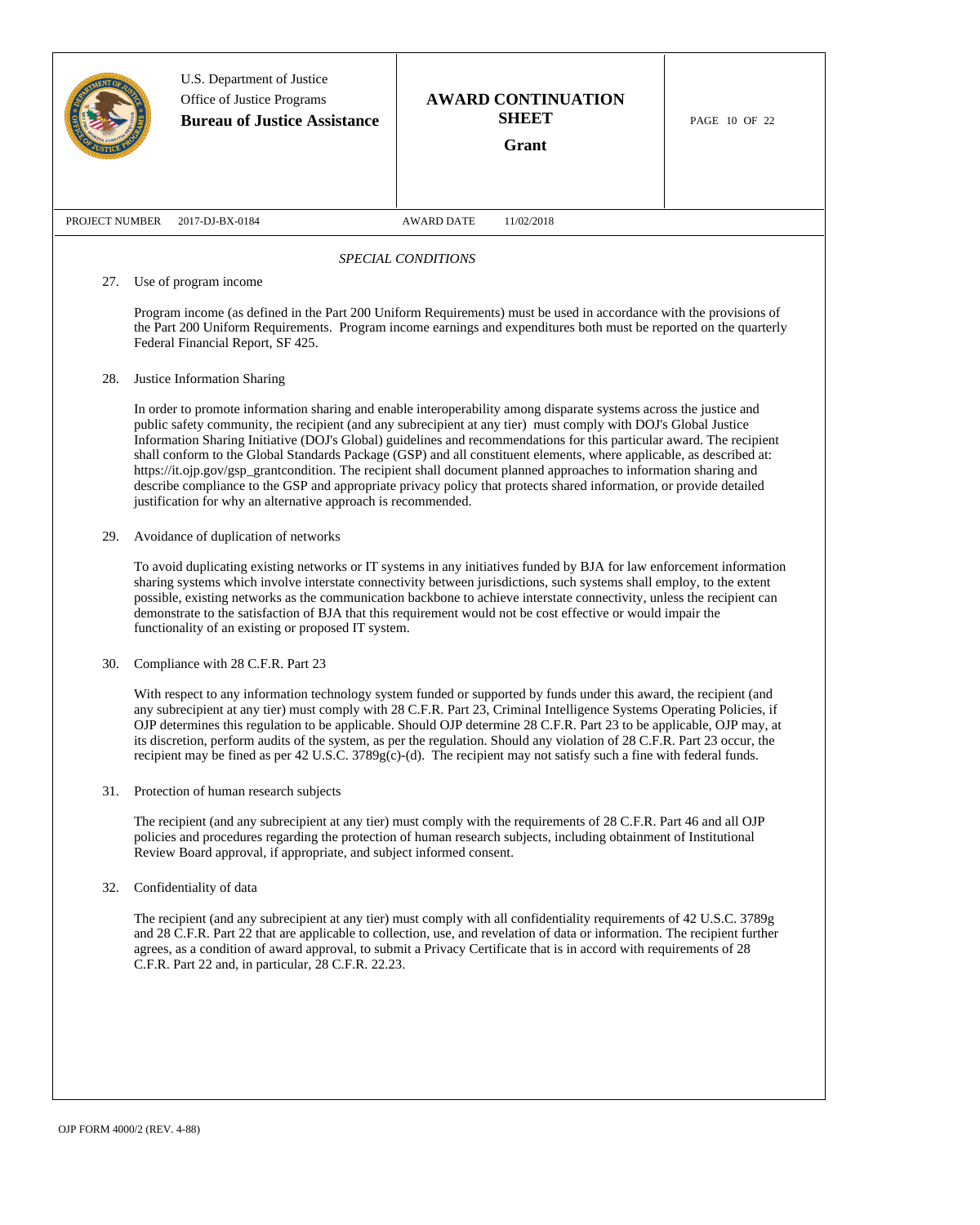U.S. Department of Justice
Office of Justice Programs
**Bureau of Justice Assistance**

**AWARD CONTINUATION SHEET**

**Grant**

PROJECT NUMBER 2017-DJ-BX-0184 AWARD DATE 11/02/2018

*SPECIAL CONDITIONS*

27. Use of program income

Program income (as defined in the Part 200 Uniform Requirements) must be used in accordance with the provisions of the Part 200 Uniform Requirements. Program income earnings and expenditures both must be reported on the quarterly Federal Financial Report, SF 425.

28. Justice Information Sharing

In order to promote information sharing and enable interoperability among disparate systems across the justice and public safety community, the recipient (and any subrecipient at any tier) must comply with DOJ's Global Justice Information Sharing Initiative (DOJ's Global) guidelines and recommendations for this particular award. The recipient shall conform to the Global Standards Package (GSP) and all constituent elements, where applicable, as described at: https://it.ojp.gov/gsp_grantcondition. The recipient shall document planned approaches to information sharing and describe compliance to the GSP and appropriate privacy policy that protects shared information, or provide detailed justification for why an alternative approach is recommended.

29. Avoidance of duplication of networks

To avoid duplicating existing networks or IT systems in any initiatives funded by BJA for law enforcement information sharing systems which involve interstate connectivity between jurisdictions, such systems shall employ, to the extent possible, existing networks as the communication backbone to achieve interstate connectivity, unless the recipient can demonstrate to the satisfaction of BJA that this requirement would not be cost effective or would impair the functionality of an existing or proposed IT system.

30. Compliance with 28 C.F.R. Part 23

With respect to any information technology system funded or supported by funds under this award, the recipient (and any subrecipient at any tier) must comply with 28 C.F.R. Part 23, Criminal Intelligence Systems Operating Policies, if OJP determines this regulation to be applicable. Should OJP determine 28 C.F.R. Part 23 to be applicable, OJP may, at its discretion, perform audits of the system, as per the regulation. Should any violation of 28 C.F.R. Part 23 occur, the recipient may be fined as per 42 U.S.C. 3789g(c)-(d). The recipient may not satisfy such a fine with federal funds.

31. Protection of human research subjects

The recipient (and any subrecipient at any tier) must comply with the requirements of 28 C.F.R. Part 46 and all OJP policies and procedures regarding the protection of human research subjects, including obtainment of Institutional Review Board approval, if appropriate, and subject informed consent.

32. Confidentiality of data

The recipient (and any subrecipient at any tier) must comply with all confidentiality requirements of 42 U.S.C. 3789g and 28 C.F.R. Part 22 that are applicable to collection, use, and revelation of data or information. The recipient further agrees, as a condition of award approval, to submit a Privacy Certificate that is in accord with requirements of 28 C.F.R. Part 22 and, in particular, 28 C.F.R. 22.23.

OJP FORM 4000/2 (REV. 4-88)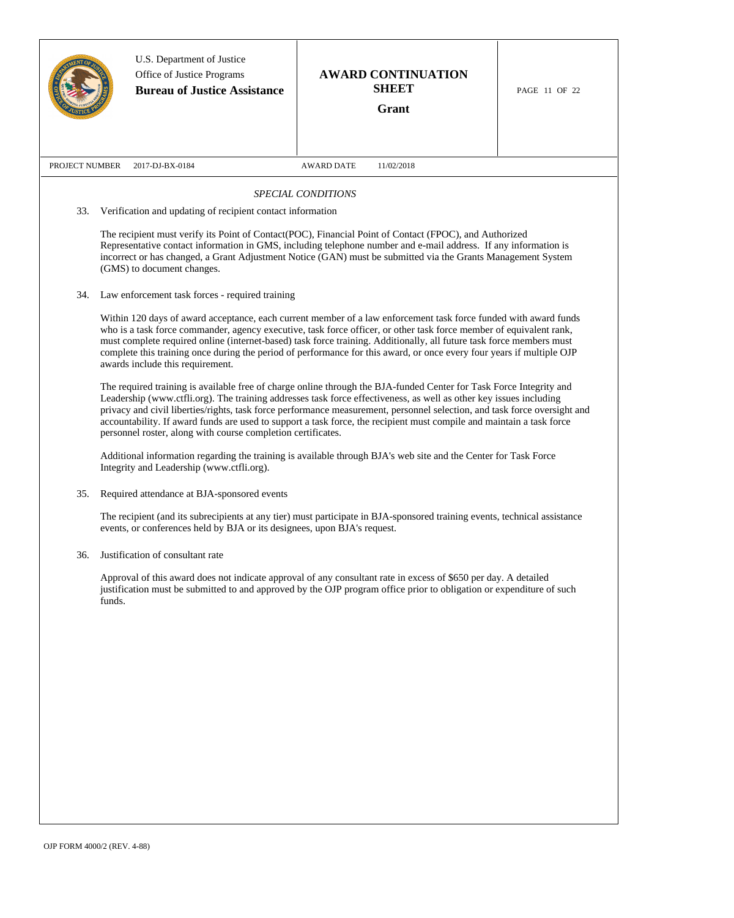U.S. Department of Justice
Office of Justice Programs
**Bureau of Justice Assistance**

**AWARD CONTINUATION SHEET**

**Grant**

PROJECT NUMBER 2017-DJ-BX-0184 AWARD DATE 11/02/2018

*SPECIAL CONDITIONS*

33. Verification and updating of recipient contact information

The recipient must verify its Point of Contact(POC), Financial Point of Contact (FPOC), and Authorized Representative contact information in GMS, including telephone number and e-mail address. If any information is incorrect or has changed, a Grant Adjustment Notice (GAN) must be submitted via the Grants Management System (GMS) to document changes.

34. Law enforcement task forces - required training

Within 120 days of award acceptance, each current member of a law enforcement task force funded with award funds who is a task force commander, agency executive, task force officer, or other task force member of equivalent rank, must complete required online (internet-based) task force training. Additionally, all future task force members must complete this training once during the period of performance for this award, or once every four years if multiple OJP awards include this requirement.

The required training is available free of charge online through the BJA-funded Center for Task Force Integrity and Leadership (www.ctfli.org). The training addresses task force effectiveness, as well as other key issues including privacy and civil liberties/rights, task force performance measurement, personnel selection, and task force oversight and accountability. If award funds are used to support a task force, the recipient must compile and maintain a task force personnel roster, along with course completion certificates.

Additional information regarding the training is available through BJA's web site and the Center for Task Force Integrity and Leadership (www.ctfli.org).

35. Required attendance at BJA-sponsored events

The recipient (and its subrecipients at any tier) must participate in BJA-sponsored training events, technical assistance events, or conferences held by BJA or its designees, upon BJA's request.

36. Justification of consultant rate

Approval of this award does not indicate approval of any consultant rate in excess of $650 per day. A detailed justification must be submitted to and approved by the OJP program office prior to obligation or expenditure of such funds.

OJP FORM 4000/2 (REV. 4-88)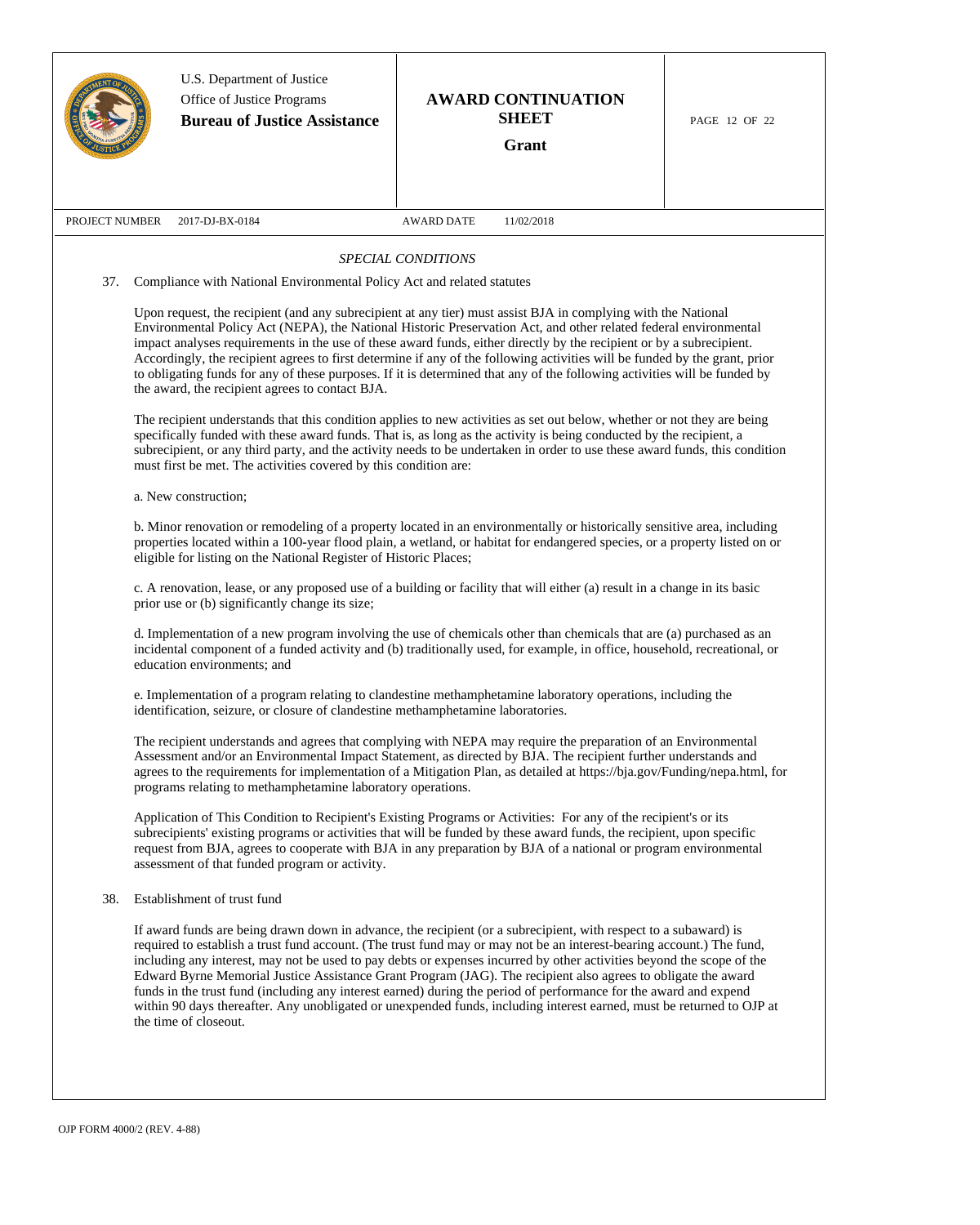U.S. Department of Justice
Office of Justice Programs
**Bureau of Justice Assistance**

**AWARD CONTINUATION SHEET**

**Grant**

PROJECT NUMBER 2017-DJ-BX-0184    AWARD DATE 11/02/2018

*SPECIAL CONDITIONS*

37. Compliance with National Environmental Policy Act and related statutes

Upon request, the recipient (and any subrecipient at any tier) must assist BJA in complying with the National Environmental Policy Act (NEPA), the National Historic Preservation Act, and other related federal environmental impact analyses requirements in the use of these award funds, either directly by the recipient or by a subrecipient. Accordingly, the recipient agrees to first determine if any of the following activities will be funded by the grant, prior to obligating funds for any of these purposes. If it is determined that any of the following activities will be funded by the award, the recipient agrees to contact BJA.

The recipient understands that this condition applies to new activities as set out below, whether or not they are being specifically funded with these award funds. That is, as long as the activity is being conducted by the recipient, a subrecipient, or any third party, and the activity needs to be undertaken in order to use these award funds, this condition must first be met. The activities covered by this condition are:

a. New construction;

b. Minor renovation or remodeling of a property located in an environmentally or historically sensitive area, including properties located within a 100-year flood plain, a wetland, or habitat for endangered species, or a property listed on or eligible for listing on the National Register of Historic Places;

c. A renovation, lease, or any proposed use of a building or facility that will either (a) result in a change in its basic prior use or (b) significantly change its size;

d. Implementation of a new program involving the use of chemicals other than chemicals that are (a) purchased as an incidental component of a funded activity and (b) traditionally used, for example, in office, household, recreational, or education environments; and

e. Implementation of a program relating to clandestine methamphetamine laboratory operations, including the identification, seizure, or closure of clandestine methamphetamine laboratories.

The recipient understands and agrees that complying with NEPA may require the preparation of an Environmental Assessment and/or an Environmental Impact Statement, as directed by BJA. The recipient further understands and agrees to the requirements for implementation of a Mitigation Plan, as detailed at https://bja.gov/Funding/nepa.html, for programs relating to methamphetamine laboratory operations.

Application of This Condition to Recipient's Existing Programs or Activities: For any of the recipient's or its subrecipients' existing programs or activities that will be funded by these award funds, the recipient, upon specific request from BJA, agrees to cooperate with BJA in any preparation by BJA of a national or program environmental assessment of that funded program or activity.

38. Establishment of trust fund

If award funds are being drawn down in advance, the recipient (or a subrecipient, with respect to a subaward) is required to establish a trust fund account. (The trust fund may or may not be an interest-bearing account.) The fund, including any interest, may not be used to pay debts or expenses incurred by other activities beyond the scope of the Edward Byrne Memorial Justice Assistance Grant Program (JAG). The recipient also agrees to obligate the award funds in the trust fund (including any interest earned) during the period of performance for the award and expend within 90 days thereafter. Any unobligated or unexpended funds, including interest earned, must be returned to OJP at the time of closeout.

OJP FORM 4000/2 (REV. 4-88)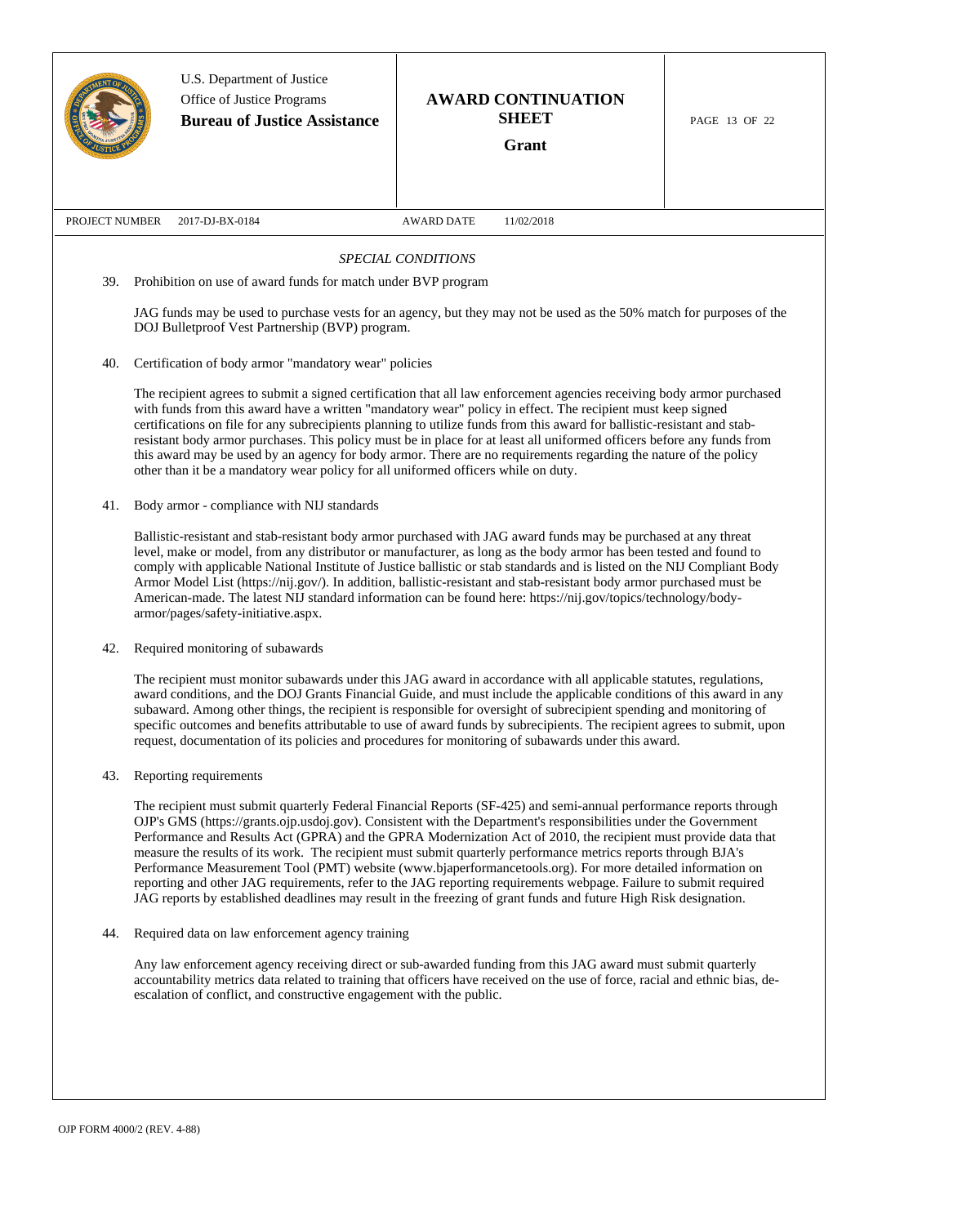U.S. Department of Justice
Office of Justice Programs
**Bureau of Justice Assistance**

**AWARD CONTINUATION SHEET**

**Grant**

PROJECT NUMBER 2017-DJ-BX-0184 AWARD DATE 11/02/2018

*SPECIAL CONDITIONS*

39. Prohibition on use of award funds for match under BVP program

    JAG funds may be used to purchase vests for an agency, but they may not be used as the 50% match for purposes of the DOJ Bulletproof Vest Partnership (BVP) program.

40. Certification of body armor "mandatory wear" policies

    The recipient agrees to submit a signed certification that all law enforcement agencies receiving body armor purchased with funds from this award have a written "mandatory wear" policy in effect. The recipient must keep signed certifications on file for any subrecipients planning to utilize funds from this award for ballistic-resistant and stab-resistant body armor purchases. This policy must be in place for at least all uniformed officers before any funds from this award may be used by an agency for body armor. There are no requirements regarding the nature of the policy other than it be a mandatory wear policy for all uniformed officers while on duty.

41. Body armor - compliance with NIJ standards

    Ballistic-resistant and stab-resistant body armor purchased with JAG award funds may be purchased at any threat level, make or model, from any distributor or manufacturer, as long as the body armor has been tested and found to comply with applicable National Institute of Justice ballistic or stab standards and is listed on the NIJ Compliant Body Armor Model List (https://nij.gov/). In addition, ballistic-resistant and stab-resistant body armor purchased must be American-made. The latest NIJ standard information can be found here: https://nij.gov/topics/technology/body-armor/pages/safety-initiative.aspx.

42. Required monitoring of subawards

    The recipient must monitor subawards under this JAG award in accordance with all applicable statutes, regulations, award conditions, and the DOJ Grants Financial Guide, and must include the applicable conditions of this award in any subaward. Among other things, the recipient is responsible for oversight of subrecipient spending and monitoring of specific outcomes and benefits attributable to use of award funds by subrecipients. The recipient agrees to submit, upon request, documentation of its policies and procedures for monitoring of subawards under this award.

43. Reporting requirements

    The recipient must submit quarterly Federal Financial Reports (SF-425) and semi-annual performance reports through OJP's GMS (https://grants.ojp.usdoj.gov). Consistent with the Department's responsibilities under the Government Performance and Results Act (GPRA) and the GPRA Modernization Act of 2010, the recipient must provide data that measure the results of its work. The recipient must submit quarterly performance metrics reports through BJA's Performance Measurement Tool (PMT) website (www.bjaperformancetools.org). For more detailed information on reporting and other JAG requirements, refer to the JAG reporting requirements webpage. Failure to submit required JAG reports by established deadlines may result in the freezing of grant funds and future High Risk designation.

44. Required data on law enforcement agency training

    Any law enforcement agency receiving direct or sub-awarded funding from this JAG award must submit quarterly accountability metrics data related to training that officers have received on the use of force, racial and ethnic bias, de-escalation of conflict, and constructive engagement with the public.

OJP FORM 4000/2 (REV. 4-88)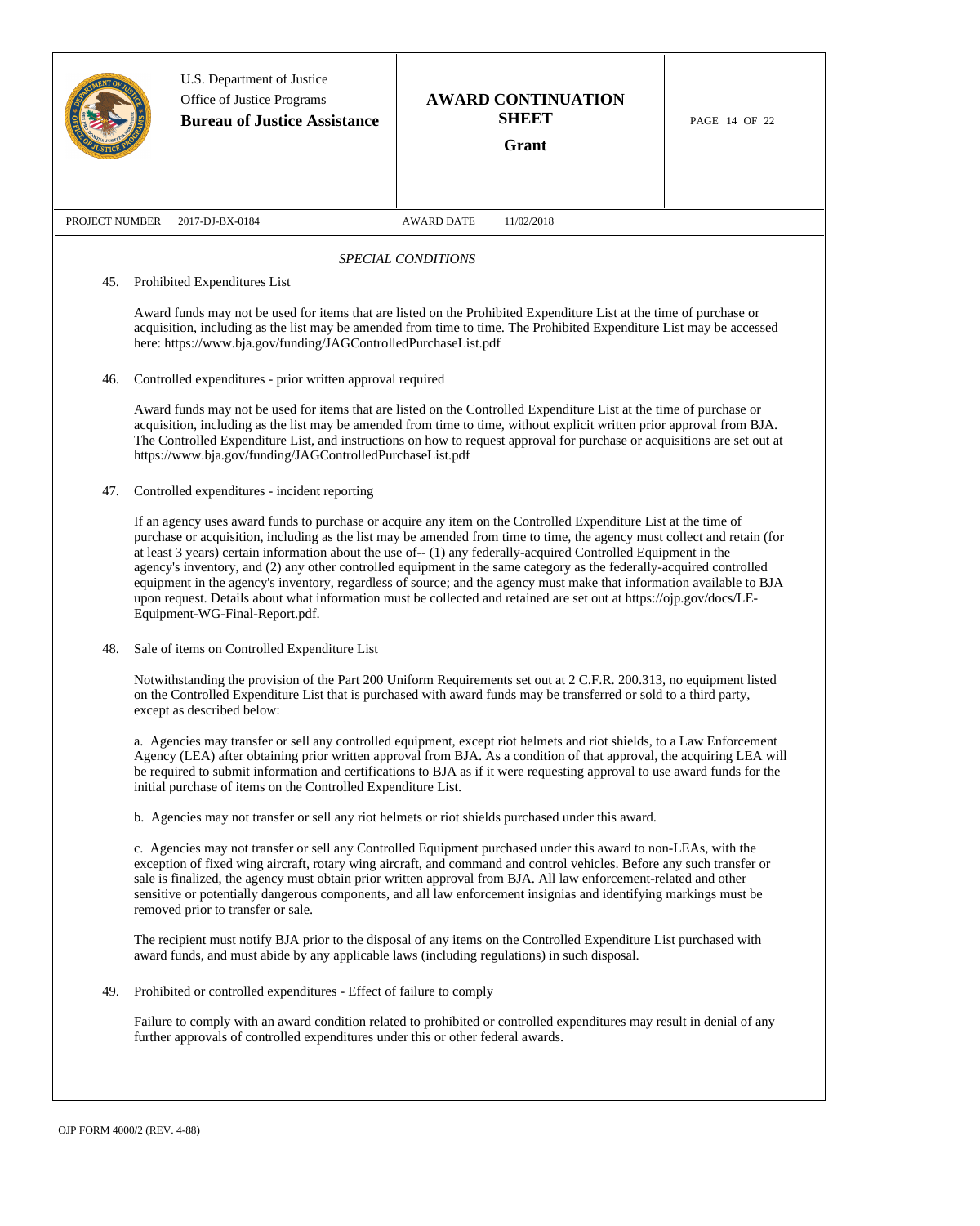U.S. Department of Justice
Office of Justice Programs
**Bureau of Justice Assistance**

**AWARD CONTINUATION SHEET**

**Grant**

PROJECT NUMBER 2017-DJ-BX-0184

AWARD DATE 11/02/2018

*SPECIAL CONDITIONS*

45. Prohibited Expenditures List

    Award funds may not be used for items that are listed on the Prohibited Expenditure List at the time of purchase or acquisition, including as the list may be amended from time to time. The Prohibited Expenditure List may be accessed here: https://www.bja.gov/funding/JAGControlledPurchaseList.pdf

46. Controlled expenditures - prior written approval required

    Award funds may not be used for items that are listed on the Controlled Expenditure List at the time of purchase or acquisition, including as the list may be amended from time to time, without explicit written prior approval from BJA. The Controlled Expenditure List, and instructions on how to request approval for purchase or acquisitions are set out at https://www.bja.gov/funding/JAGControlledPurchaseList.pdf

47. Controlled expenditures - incident reporting

    If an agency uses award funds to purchase or acquire any item on the Controlled Expenditure List at the time of purchase or acquisition, including as the list may be amended from time to time, the agency must collect and retain (for at least 3 years) certain information about the use of-- (1) any federally-acquired Controlled Equipment in the agency's inventory, and (2) any other controlled equipment in the same category as the federally-acquired controlled equipment in the agency's inventory, regardless of source; and the agency must make that information available to BJA upon request. Details about what information must be collected and retained are set out at https://ojp.gov/docs/LE-Equipment-WG-Final-Report.pdf.

48. Sale of items on Controlled Expenditure List

    Notwithstanding the provision of the Part 200 Uniform Requirements set out at 2 C.F.R. 200.313, no equipment listed on the Controlled Expenditure List that is purchased with award funds may be transferred or sold to a third party, except as described below:

    a. Agencies may transfer or sell any controlled equipment, except riot helmets and riot shields, to a Law Enforcement Agency (LEA) after obtaining prior written approval from BJA. As a condition of that approval, the acquiring LEA will be required to submit information and certifications to BJA as if it were requesting approval to use award funds for the initial purchase of items on the Controlled Expenditure List.

    b. Agencies may not transfer or sell any riot helmets or riot shields purchased under this award.

    c. Agencies may not transfer or sell any Controlled Equipment purchased under this award to non-LEAs, with the exception of fixed wing aircraft, rotary wing aircraft, and command and control vehicles. Before any such transfer or sale is finalized, the agency must obtain prior written approval from BJA. All law enforcement-related and other sensitive or potentially dangerous components, and all law enforcement insignias and identifying markings must be removed prior to transfer or sale.

    The recipient must notify BJA prior to the disposal of any items on the Controlled Expenditure List purchased with award funds, and must abide by any applicable laws (including regulations) in such disposal.

49. Prohibited or controlled expenditures - Effect of failure to comply

    Failure to comply with an award condition related to prohibited or controlled expenditures may result in denial of any further approvals of controlled expenditures under this or other federal awards.

OJP FORM 4000/2 (REV. 4-88)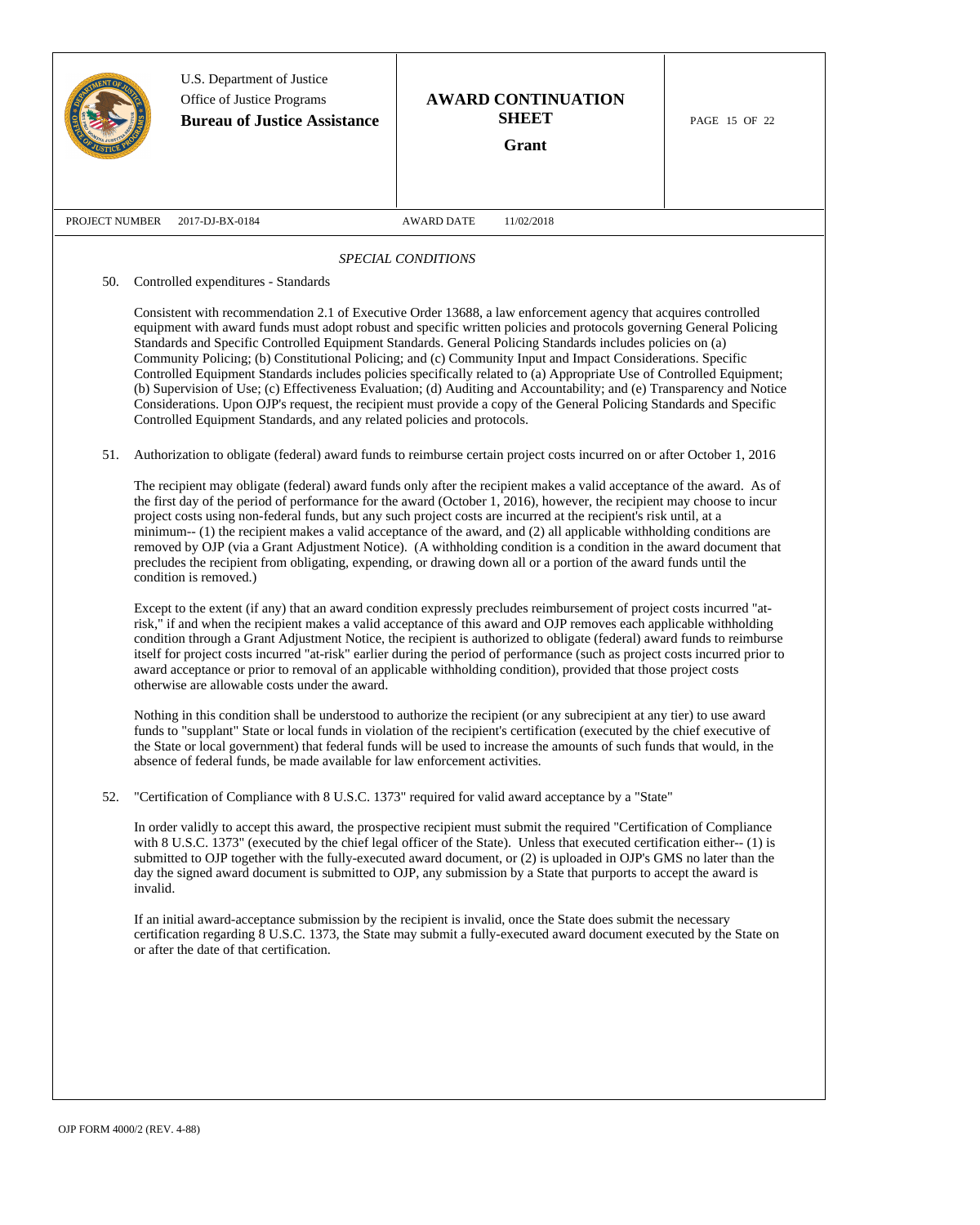U.S. Department of Justice
Office of Justice Programs
**Bureau of Justice Assistance**

**AWARD CONTINUATION SHEET**

**Grant**

PROJECT NUMBER 2017-DJ-BX-0184 | AWARD DATE 11/02/2018

*SPECIAL CONDITIONS*

50. Controlled expenditures - Standards

Consistent with recommendation 2.1 of Executive Order 13688, a law enforcement agency that acquires controlled equipment with award funds must adopt robust and specific written policies and protocols governing General Policing Standards and Specific Controlled Equipment Standards. General Policing Standards includes policies on (a) Community Policing; (b) Constitutional Policing; and (c) Community Input and Impact Considerations. Specific Controlled Equipment Standards includes policies specifically related to (a) Appropriate Use of Controlled Equipment; (b) Supervision of Use; (c) Effectiveness Evaluation; (d) Auditing and Accountability; and (e) Transparency and Notice Considerations. Upon OJP's request, the recipient must provide a copy of the General Policing Standards and Specific Controlled Equipment Standards, and any related policies and protocols.

51. Authorization to obligate (federal) award funds to reimburse certain project costs incurred on or after October 1, 2016

The recipient may obligate (federal) award funds only after the recipient makes a valid acceptance of the award. As of the first day of the period of performance for the award (October 1, 2016), however, the recipient may choose to incur project costs using non-federal funds, but any such project costs are incurred at the recipient's risk until, at a minimum-- (1) the recipient makes a valid acceptance of the award, and (2) all applicable withholding conditions are removed by OJP (via a Grant Adjustment Notice). (A withholding condition is a condition in the award document that precludes the recipient from obligating, expending, or drawing down all or a portion of the award funds until the condition is removed.)

Except to the extent (if any) that an award condition expressly precludes reimbursement of project costs incurred "at-risk," if and when the recipient makes a valid acceptance of this award and OJP removes each applicable withholding condition through a Grant Adjustment Notice, the recipient is authorized to obligate (federal) award funds to reimburse itself for project costs incurred "at-risk" earlier during the period of performance (such as project costs incurred prior to award acceptance or prior to removal of an applicable withholding condition), provided that those project costs otherwise are allowable costs under the award.

Nothing in this condition shall be understood to authorize the recipient (or any subrecipient at any tier) to use award funds to "supplant" State or local funds in violation of the recipient's certification (executed by the chief executive of the State or local government) that federal funds will be used to increase the amounts of such funds that would, in the absence of federal funds, be made available for law enforcement activities.

52. "Certification of Compliance with 8 U.S.C. 1373" required for valid award acceptance by a "State"

In order validly to accept this award, the prospective recipient must submit the required "Certification of Compliance with 8 U.S.C. 1373" (executed by the chief legal officer of the State). Unless that executed certification either-- (1) is submitted to OJP together with the fully-executed award document, or (2) is uploaded in OJP's GMS no later than the day the signed award document is submitted to OJP, any submission by a State that purports to accept the award is invalid.

If an initial award-acceptance submission by the recipient is invalid, once the State does submit the necessary certification regarding 8 U.S.C. 1373, the State may submit a fully-executed award document executed by the State on or after the date of that certification.

OJP FORM 4000/2 (REV. 4-88)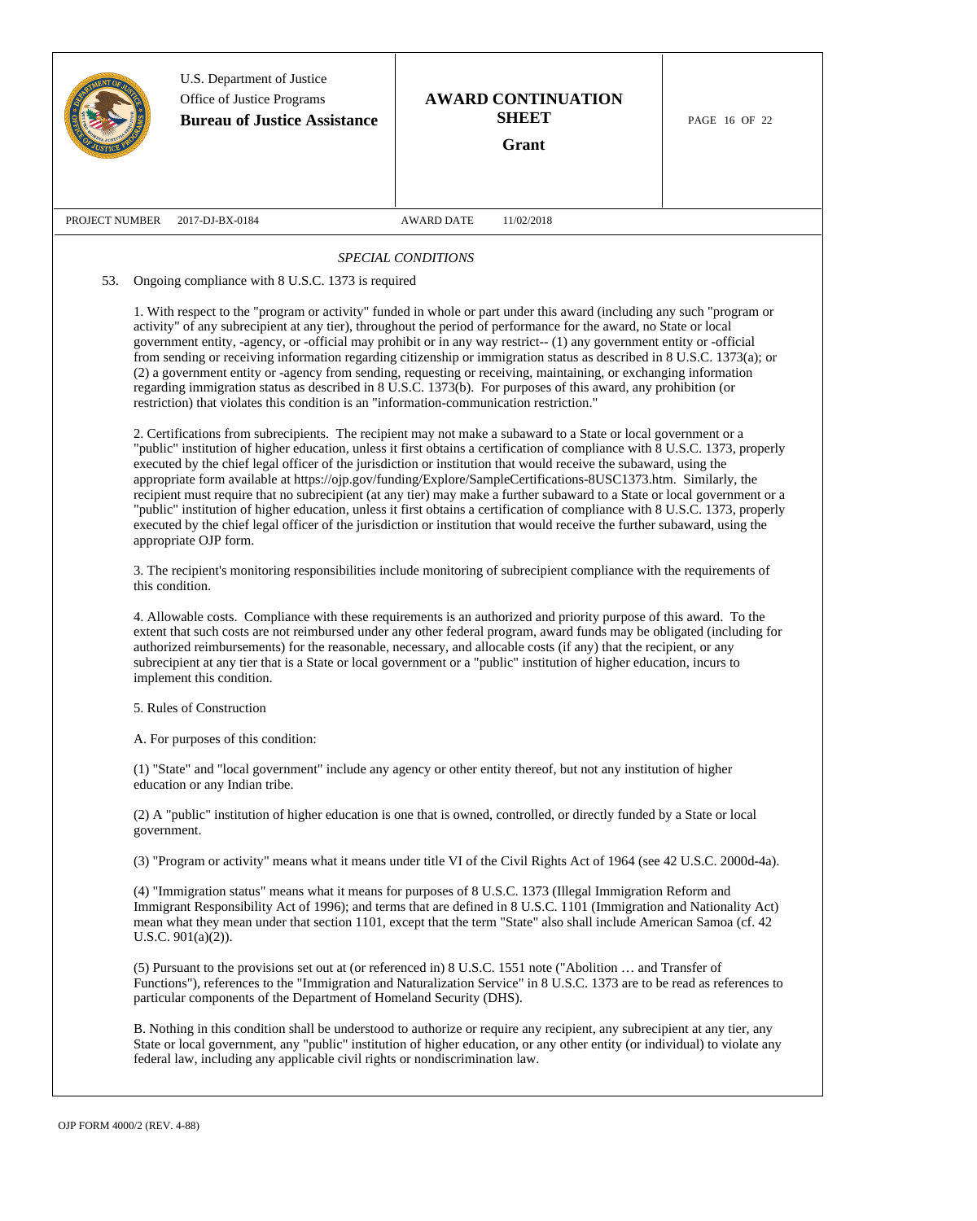*SPECIAL CONDITIONS*

53. Ongoing compliance with 8 U.S.C. 1373 is required

1. With respect to the "program or activity" funded in whole or part under this award (including any such "program or activity" of any subrecipient at any tier), throughout the period of performance for the award, no State or local government entity, -agency, or -official may prohibit or in any way restrict-- (1) any government entity or -official from sending or receiving information regarding citizenship or immigration status as described in 8 U.S.C. 1373(a); or (2) a government entity or -agency from sending, requesting or receiving, maintaining, or exchanging information regarding immigration status as described in 8 U.S.C. 1373(b). For purposes of this award, any prohibition (or restriction) that violates this condition is an "information-communication restriction."

2. Certifications from subrecipients. The recipient may not make a subaward to a State or local government or a "public" institution of higher education, unless it first obtains a certification of compliance with 8 U.S.C. 1373, properly executed by the chief legal officer of the jurisdiction or institution that would receive the subaward, using the appropriate form available at https://ojp.gov/funding/Explore/SampleCertifications-8USC1373.htm. Similarly, the recipient must require that no subrecipient (at any tier) may make a further subaward to a State or local government or a "public" institution of higher education, unless it first obtains a certification of compliance with 8 U.S.C. 1373, properly executed by the chief legal officer of the jurisdiction or institution that would receive the further subaward, using the appropriate OJP form.

3. The recipient's monitoring responsibilities include monitoring of subrecipient compliance with the requirements of this condition.

4. Allowable costs. Compliance with these requirements is an authorized and priority purpose of this award. To the extent that such costs are not reimbursed under any other federal program, award funds may be obligated (including for authorized reimbursements) for the reasonable, necessary, and allocable costs (if any) that the recipient, or any subrecipient at any tier that is a State or local government or a "public" institution of higher education, incurs to implement this condition.

5. Rules of Construction

A. For purposes of this condition:

(1) "State" and "local government" include any agency or other entity thereof, but not any institution of higher education or any Indian tribe.

(2) A "public" institution of higher education is one that is owned, controlled, or directly funded by a State or local government.

(3) "Program or activity" means what it means under title VI of the Civil Rights Act of 1964 (see 42 U.S.C. 2000d-4a).

(4) "Immigration status" means what it means for purposes of 8 U.S.C. 1373 (Illegal Immigration Reform and Immigrant Responsibility Act of 1996); and terms that are defined in 8 U.S.C. 1101 (Immigration and Nationality Act) mean what they mean under that section 1101, except that the term "State" also shall include American Samoa (cf. 42 U.S.C. 901(a)(2)).

(5) Pursuant to the provisions set out at (or referenced in) 8 U.S.C. 1551 note ("Abolition … and Transfer of Functions"), references to the "Immigration and Naturalization Service" in 8 U.S.C. 1373 are to be read as references to particular components of the Department of Homeland Security (DHS).

B. Nothing in this condition shall be understood to authorize or require any recipient, any subrecipient at any tier, any State or local government, any "public" institution of higher education, or any other entity (or individual) to violate any federal law, including any applicable civil rights or nondiscrimination law.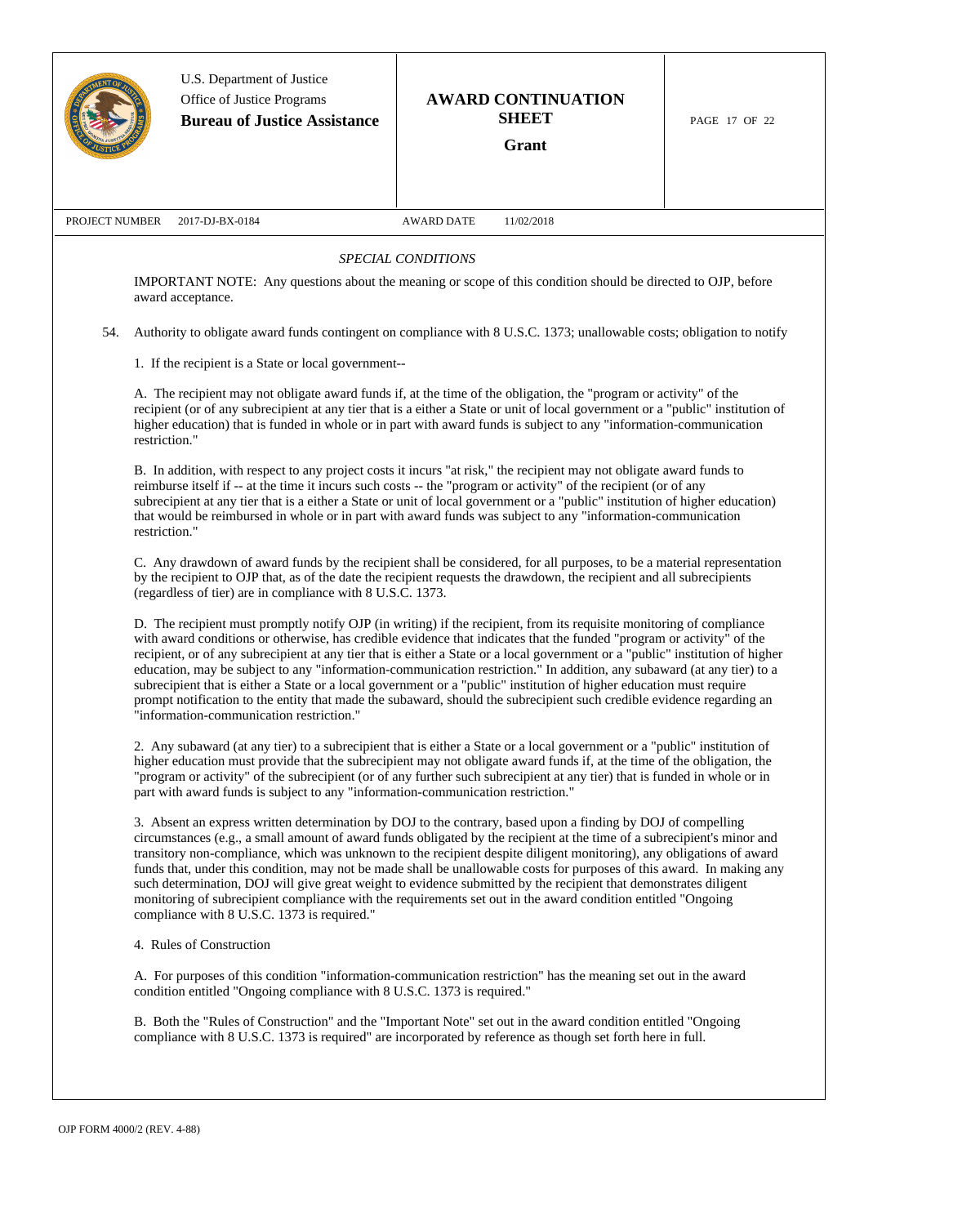*SPECIAL CONDITIONS*

IMPORTANT NOTE: Any questions about the meaning or scope of this condition should be directed to OJP, before award acceptance.

54. Authority to obligate award funds contingent on compliance with 8 U.S.C. 1373; unallowable costs; obligation to notify

1. If the recipient is a State or local government--

A. The recipient may not obligate award funds if, at the time of the obligation, the "program or activity" of the recipient (or of any subrecipient at any tier that is a either a State or unit of local government or a "public" institution of higher education) that is funded in whole or in part with award funds is subject to any "information-communication restriction."

B. In addition, with respect to any project costs it incurs "at risk," the recipient may not obligate award funds to reimburse itself if -- at the time it incurs such costs -- the "program or activity" of the recipient (or of any subrecipient at any tier that is a either a State or unit of local government or a "public" institution of higher education) that would be reimbursed in whole or in part with award funds was subject to any "information-communication restriction."

C. Any drawdown of award funds by the recipient shall be considered, for all purposes, to be a material representation by the recipient to OJP that, as of the date the recipient requests the drawdown, the recipient and all subrecipients (regardless of tier) are in compliance with 8 U.S.C. 1373.

D. The recipient must promptly notify OJP (in writing) if the recipient, from its requisite monitoring of compliance with award conditions or otherwise, has credible evidence that indicates that the funded "program or activity" of the recipient, or of any subrecipient at any tier that is either a State or a local government or a "public" institution of higher education, may be subject to any "information-communication restriction." In addition, any subaward (at any tier) to a subrecipient that is either a State or a local government or a "public" institution of higher education must require prompt notification to the entity that made the subaward, should the subrecipient such credible evidence regarding an "information-communication restriction."

2. Any subaward (at any tier) to a subrecipient that is either a State or a local government or a "public" institution of higher education must provide that the subrecipient may not obligate award funds if, at the time of the obligation, the "program or activity" of the subrecipient (or of any further such subrecipient at any tier) that is funded in whole or in part with award funds is subject to any "information-communication restriction."

3. Absent an express written determination by DOJ to the contrary, based upon a finding by DOJ of compelling circumstances (e.g., a small amount of award funds obligated by the recipient at the time of a subrecipient's minor and transitory non-compliance, which was unknown to the recipient despite diligent monitoring), any obligations of award funds that, under this condition, may not be made shall be unallowable costs for purposes of this award. In making any such determination, DOJ will give great weight to evidence submitted by the recipient that demonstrates diligent monitoring of subrecipient compliance with the requirements set out in the award condition entitled "Ongoing compliance with 8 U.S.C. 1373 is required."

4. Rules of Construction

A. For purposes of this condition "information-communication restriction" has the meaning set out in the award condition entitled "Ongoing compliance with 8 U.S.C. 1373 is required."

B. Both the "Rules of Construction" and the "Important Note" set out in the award condition entitled "Ongoing compliance with 8 U.S.C. 1373 is required" are incorporated by reference as though set forth here in full.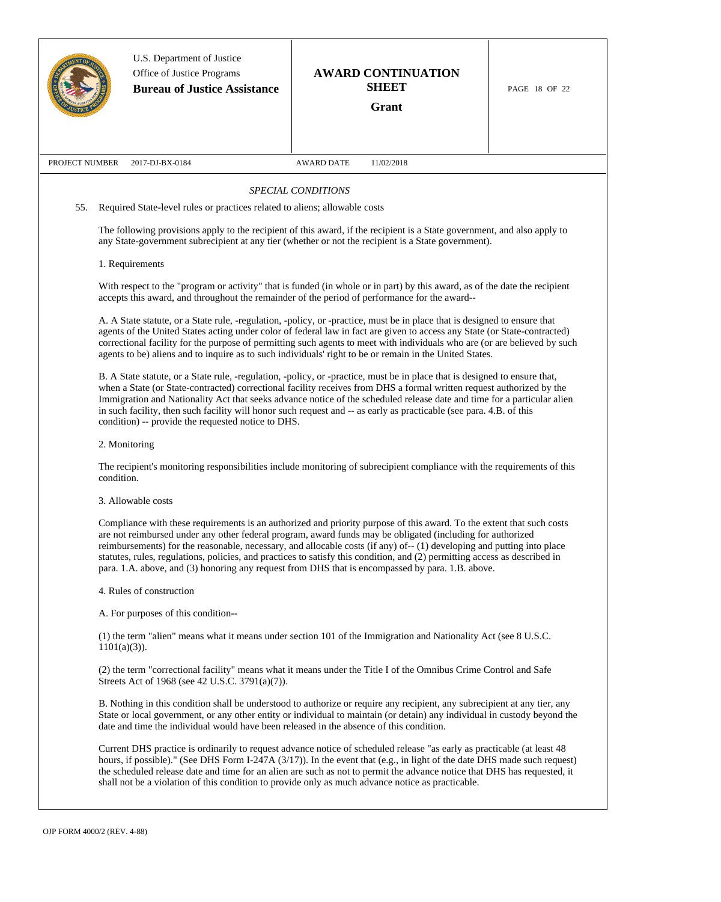U.S. Department of Justice
Office of Justice Programs
**Bureau of Justice Assistance**

**AWARD CONTINUATION SHEET**
**Grant**

PROJECT NUMBER 2017-DJ-BX-0184 AWARD DATE 11/02/2018

*SPECIAL CONDITIONS*

55. Required State-level rules or practices related to aliens; allowable costs

The following provisions apply to the recipient of this award, if the recipient is a State government, and also apply to any State-government subrecipient at any tier (whether or not the recipient is a State government).

1. Requirements

With respect to the "program or activity" that is funded (in whole or in part) by this award, as of the date the recipient accepts this award, and throughout the remainder of the period of performance for the award--

A. A State statute, or a State rule, -regulation, -policy, or -practice, must be in place that is designed to ensure that agents of the United States acting under color of federal law in fact are given to access any State (or State-contracted) correctional facility for the purpose of permitting such agents to meet with individuals who are (or are believed by such agents to be) aliens and to inquire as to such individuals' right to be or remain in the United States.

B. A State statute, or a State rule, -regulation, -policy, or -practice, must be in place that is designed to ensure that, when a State (or State-contracted) correctional facility receives from DHS a formal written request authorized by the Immigration and Nationality Act that seeks advance notice of the scheduled release date and time for a particular alien in such facility, then such facility will honor such request and -- as early as practicable (see para. 4.B. of this condition) -- provide the requested notice to DHS.

2. Monitoring

The recipient's monitoring responsibilities include monitoring of subrecipient compliance with the requirements of this condition.

3. Allowable costs

Compliance with these requirements is an authorized and priority purpose of this award. To the extent that such costs are not reimbursed under any other federal program, award funds may be obligated (including for authorized reimbursements) for the reasonable, necessary, and allocable costs (if any) of-- (1) developing and putting into place statutes, rules, regulations, policies, and practices to satisfy this condition, and (2) permitting access as described in para. 1.A. above, and (3) honoring any request from DHS that is encompassed by para. 1.B. above.

4. Rules of construction

A. For purposes of this condition--

(1) the term "alien" means what it means under section 101 of the Immigration and Nationality Act (see 8 U.S.C. 1101(a)(3)).

(2) the term "correctional facility" means what it means under the Title I of the Omnibus Crime Control and Safe Streets Act of 1968 (see 42 U.S.C. 3791(a)(7)).

B. Nothing in this condition shall be understood to authorize or require any recipient, any subrecipient at any tier, any State or local government, or any other entity or individual to maintain (or detain) any individual in custody beyond the date and time the individual would have been released in the absence of this condition.

Current DHS practice is ordinarily to request advance notice of scheduled release "as early as practicable (at least 48 hours, if possible)." (See DHS Form I-247A (3/17)). In the event that (e.g., in light of the date DHS made such request) the scheduled release date and time for an alien are such as not to permit the advance notice that DHS has requested, it shall not be a violation of this condition to provide only as much advance notice as practicable.

OJP FORM 4000/2 (REV. 4-88)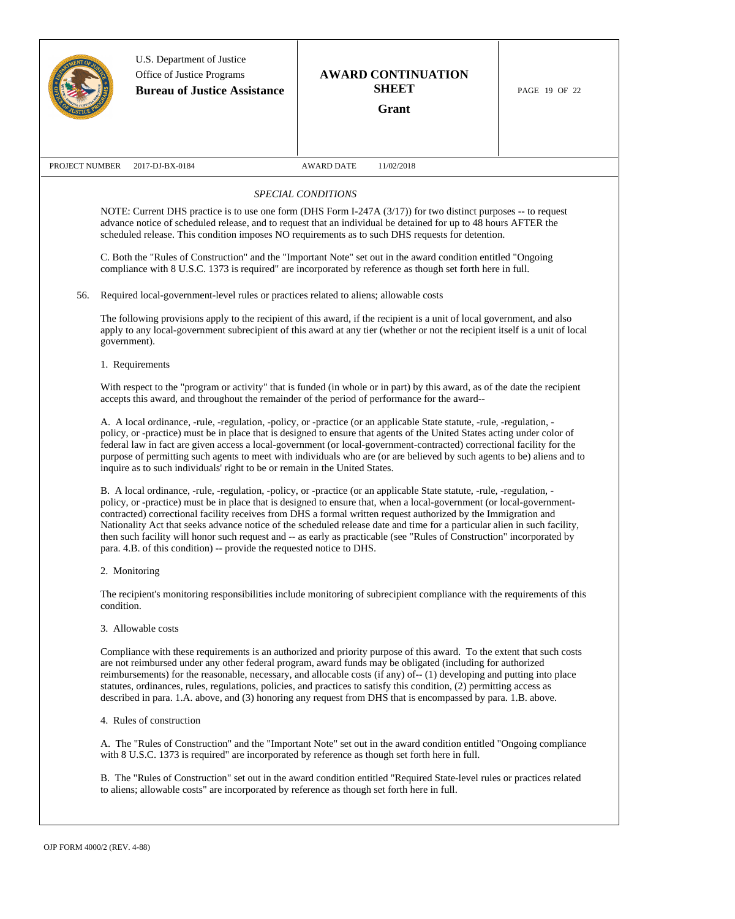*SPECIAL CONDITIONS*

NOTE: Current DHS practice is to use one form (DHS Form I-247A (3/17)) for two distinct purposes -- to request advance notice of scheduled release, and to request that an individual be detained for up to 48 hours AFTER the scheduled release. This condition imposes NO requirements as to such DHS requests for detention.

C. Both the "Rules of Construction" and the "Important Note" set out in the award condition entitled "Ongoing compliance with 8 U.S.C. 1373 is required" are incorporated by reference as though set forth here in full.

56. Required local-government-level rules or practices related to aliens; allowable costs

The following provisions apply to the recipient of this award, if the recipient is a unit of local government, and also apply to any local-government subrecipient of this award at any tier (whether or not the recipient itself is a unit of local government).

1. Requirements

With respect to the "program or activity" that is funded (in whole or in part) by this award, as of the date the recipient accepts this award, and throughout the remainder of the period of performance for the award--

A. A local ordinance, -rule, -regulation, -policy, or -practice (or an applicable State statute, -rule, -regulation, -policy, or -practice) must be in place that is designed to ensure that agents of the United States acting under color of federal law in fact are given access a local-government (or local-government-contracted) correctional facility for the purpose of permitting such agents to meet with individuals who are (or are believed by such agents to be) aliens and to inquire as to such individuals' right to be or remain in the United States.

B. A local ordinance, -rule, -regulation, -policy, or -practice (or an applicable State statute, -rule, -regulation, -policy, or -practice) must be in place that is designed to ensure that, when a local-government (or local-government-contracted) correctional facility receives from DHS a formal written request authorized by the Immigration and Nationality Act that seeks advance notice of the scheduled release date and time for a particular alien in such facility, then such facility will honor such request and -- as early as practicable (see "Rules of Construction" incorporated by para. 4.B. of this condition) -- provide the requested notice to DHS.

2. Monitoring

The recipient's monitoring responsibilities include monitoring of subrecipient compliance with the requirements of this condition.

3. Allowable costs

Compliance with these requirements is an authorized and priority purpose of this award. To the extent that such costs are not reimbursed under any other federal program, award funds may be obligated (including for authorized reimbursements) for the reasonable, necessary, and allocable costs (if any) of-- (1) developing and putting into place statutes, ordinances, rules, regulations, policies, and practices to satisfy this condition, (2) permitting access as described in para. 1.A. above, and (3) honoring any request from DHS that is encompassed by para. 1.B. above.

4. Rules of construction

A. The "Rules of Construction" and the "Important Note" set out in the award condition entitled "Ongoing compliance with 8 U.S.C. 1373 is required" are incorporated by reference as though set forth here in full.

B. The "Rules of Construction" set out in the award condition entitled "Required State-level rules or practices related to aliens; allowable costs" are incorporated by reference as though set forth here in full.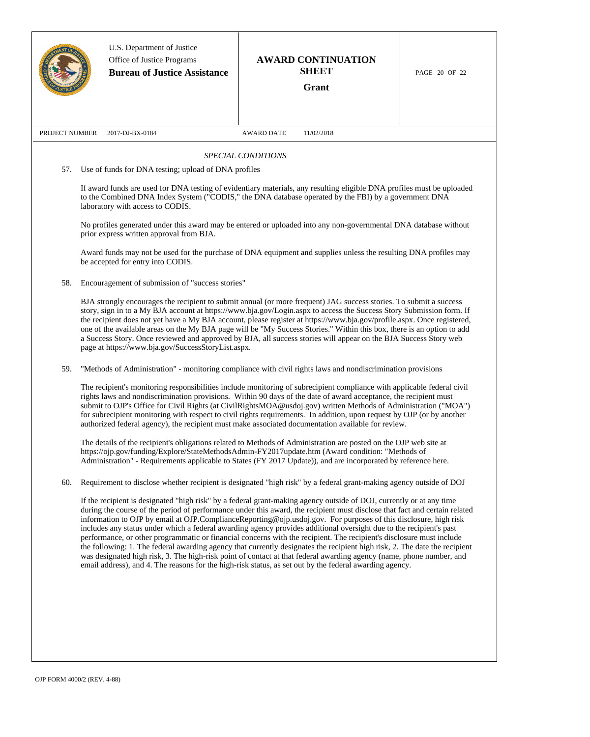U.S. Department of Justice
Office of Justice Programs
**Bureau of Justice Assistance**

**AWARD CONTINUATION SHEET**

**Grant**

PROJECT NUMBER 2017-DJ-BX-0184 AWARD DATE 11/02/2018

*SPECIAL CONDITIONS*

57. Use of funds for DNA testing; upload of DNA profiles

If award funds are used for DNA testing of evidentiary materials, any resulting eligible DNA profiles must be uploaded to the Combined DNA Index System ("CODIS," the DNA database operated by the FBI) by a government DNA laboratory with access to CODIS.

No profiles generated under this award may be entered or uploaded into any non-governmental DNA database without prior express written approval from BJA.

Award funds may not be used for the purchase of DNA equipment and supplies unless the resulting DNA profiles may be accepted for entry into CODIS.

58. Encouragement of submission of "success stories"

BJA strongly encourages the recipient to submit annual (or more frequent) JAG success stories. To submit a success story, sign in to a My BJA account at https://www.bja.gov/Login.aspx to access the Success Story Submission form. If the recipient does not yet have a My BJA account, please register at https://www.bja.gov/profile.aspx. Once registered, one of the available areas on the My BJA page will be "My Success Stories." Within this box, there is an option to add a Success Story. Once reviewed and approved by BJA, all success stories will appear on the BJA Success Story web page at https://www.bja.gov/SuccessStoryList.aspx.

59. "Methods of Administration" - monitoring compliance with civil rights laws and nondiscrimination provisions

The recipient's monitoring responsibilities include monitoring of subrecipient compliance with applicable federal civil rights laws and nondiscrimination provisions. Within 90 days of the date of award acceptance, the recipient must submit to OJP's Office for Civil Rights (at CivilRightsMOA@usdoj.gov) written Methods of Administration ("MOA") for subrecipient monitoring with respect to civil rights requirements. In addition, upon request by OJP (or by another authorized federal agency), the recipient must make associated documentation available for review.

The details of the recipient's obligations related to Methods of Administration are posted on the OJP web site at https://ojp.gov/funding/Explore/StateMethodsAdmin-FY2017update.htm (Award condition: "Methods of Administration" - Requirements applicable to States (FY 2017 Update)), and are incorporated by reference here.

60. Requirement to disclose whether recipient is designated "high risk" by a federal grant-making agency outside of DOJ

If the recipient is designated "high risk" by a federal grant-making agency outside of DOJ, currently or at any time during the course of the period of performance under this award, the recipient must disclose that fact and certain related information to OJP by email at OJP.ComplianceReporting@ojp.usdoj.gov. For purposes of this disclosure, high risk includes any status under which a federal awarding agency provides additional oversight due to the recipient's past performance, or other programmatic or financial concerns with the recipient. The recipient's disclosure must include the following: 1. The federal awarding agency that currently designates the recipient high risk, 2. The date the recipient was designated high risk, 3. The high-risk point of contact at that federal awarding agency (name, phone number, and email address), and 4. The reasons for the high-risk status, as set out by the federal awarding agency.

OJP FORM 4000/2 (REV. 4-88)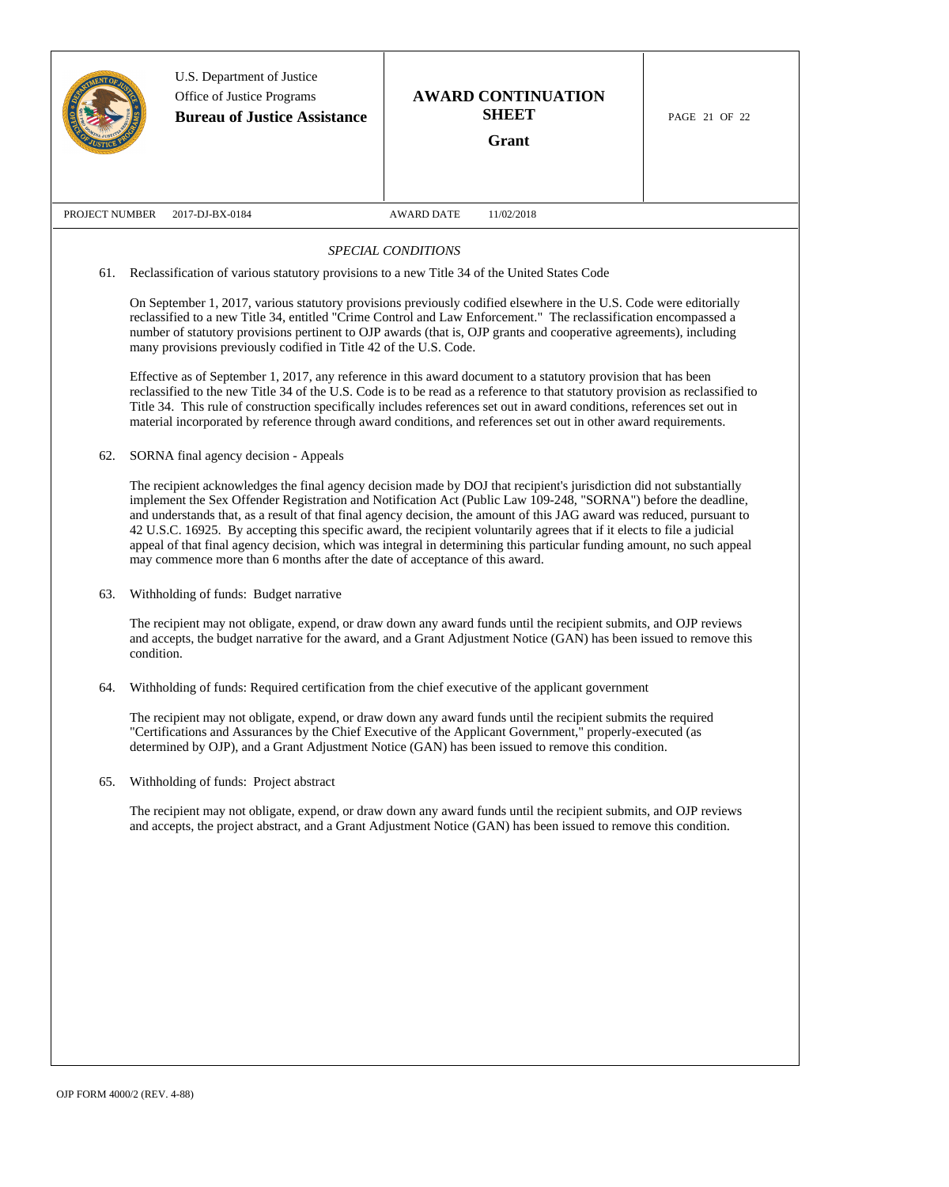U.S. Department of Justice
Office of Justice Programs
**Bureau of Justice Assistance**

**AWARD CONTINUATION SHEET**

**Grant**

PROJECT NUMBER 2017-DJ-BX-0184 AWARD DATE 11/02/2018

*SPECIAL CONDITIONS*

61. Reclassification of various statutory provisions to a new Title 34 of the United States Code

    On September 1, 2017, various statutory provisions previously codified elsewhere in the U.S. Code were editorially reclassified to a new Title 34, entitled "Crime Control and Law Enforcement." The reclassification encompassed a number of statutory provisions pertinent to OJP awards (that is, OJP grants and cooperative agreements), including many provisions previously codified in Title 42 of the U.S. Code.

    Effective as of September 1, 2017, any reference in this award document to a statutory provision that has been reclassified to the new Title 34 of the U.S. Code is to be read as a reference to that statutory provision as reclassified to Title 34. This rule of construction specifically includes references set out in award conditions, references set out in material incorporated by reference through award conditions, and references set out in other award requirements.

62. SORNA final agency decision - Appeals

    The recipient acknowledges the final agency decision made by DOJ that recipient's jurisdiction did not substantially implement the Sex Offender Registration and Notification Act (Public Law 109-248, "SORNA") before the deadline, and understands that, as a result of that final agency decision, the amount of this JAG award was reduced, pursuant to 42 U.S.C. 16925. By accepting this specific award, the recipient voluntarily agrees that if it elects to file a judicial appeal of that final agency decision, which was integral in determining this particular funding amount, no such appeal may commence more than 6 months after the date of acceptance of this award.

63. Withholding of funds: Budget narrative

    The recipient may not obligate, expend, or draw down any award funds until the recipient submits, and OJP reviews and accepts, the budget narrative for the award, and a Grant Adjustment Notice (GAN) has been issued to remove this condition.

64. Withholding of funds: Required certification from the chief executive of the applicant government

    The recipient may not obligate, expend, or draw down any award funds until the recipient submits the required "Certifications and Assurances by the Chief Executive of the Applicant Government," properly-executed (as determined by OJP), and a Grant Adjustment Notice (GAN) has been issued to remove this condition.

65. Withholding of funds: Project abstract

    The recipient may not obligate, expend, or draw down any award funds until the recipient submits, and OJP reviews and accepts, the project abstract, and a Grant Adjustment Notice (GAN) has been issued to remove this condition.

OJP FORM 4000/2 (REV. 4-88)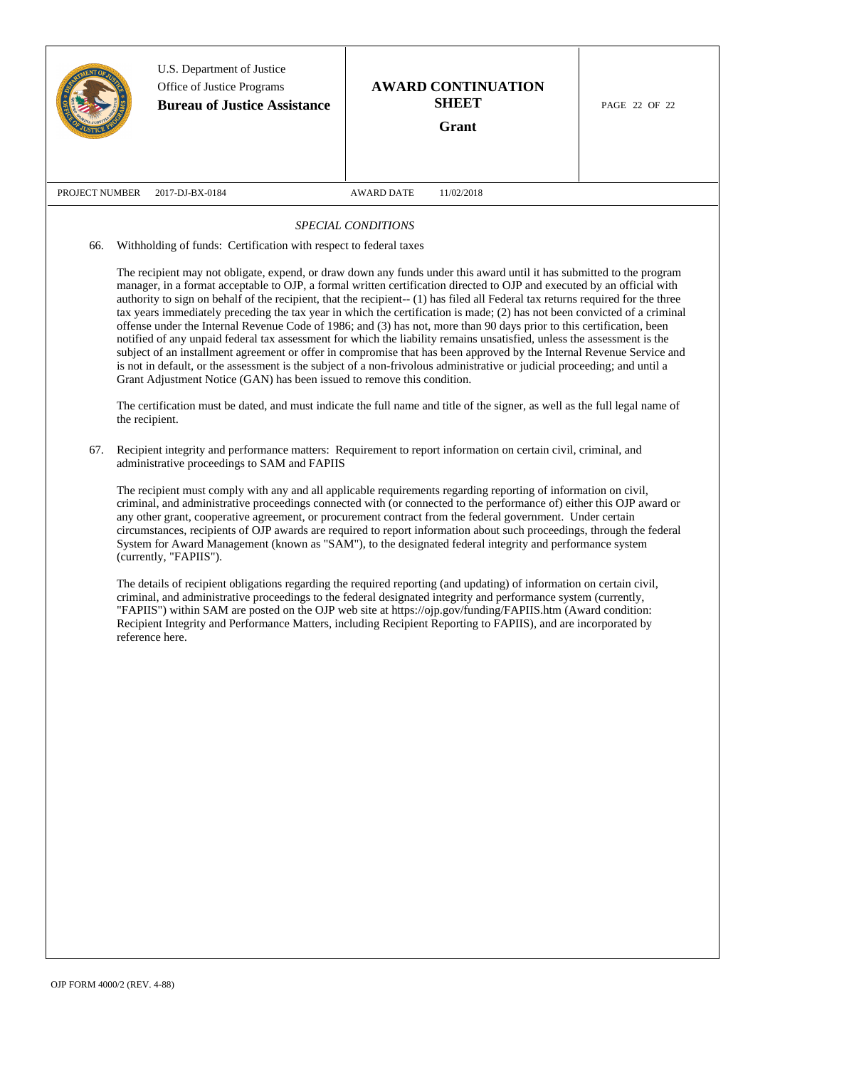U.S. Department of Justice
Office of Justice Programs
**Bureau of Justice Assistance**

**AWARD CONTINUATION SHEET**

**Grant**

PROJECT NUMBER 2017-DJ-BX-0184 AWARD DATE 11/02/2018

*SPECIAL CONDITIONS*

66. Withholding of funds: Certification with respect to federal taxes

The recipient may not obligate, expend, or draw down any funds under this award until it has submitted to the program manager, in a format acceptable to OJP, a formal written certification directed to OJP and executed by an official with authority to sign on behalf of the recipient, that the recipient-- (1) has filed all Federal tax returns required for the three tax years immediately preceding the tax year in which the certification is made; (2) has not been convicted of a criminal offense under the Internal Revenue Code of 1986; and (3) has not, more than 90 days prior to this certification, been notified of any unpaid federal tax assessment for which the liability remains unsatisfied, unless the assessment is the subject of an installment agreement or offer in compromise that has been approved by the Internal Revenue Service and is not in default, or the assessment is the subject of a non-frivolous administrative or judicial proceeding; and until a Grant Adjustment Notice (GAN) has been issued to remove this condition.

The certification must be dated, and must indicate the full name and title of the signer, as well as the full legal name of the recipient.

67. Recipient integrity and performance matters: Requirement to report information on certain civil, criminal, and administrative proceedings to SAM and FAPIIS

The recipient must comply with any and all applicable requirements regarding reporting of information on civil, criminal, and administrative proceedings connected with (or connected to the performance of) either this OJP award or any other grant, cooperative agreement, or procurement contract from the federal government. Under certain circumstances, recipients of OJP awards are required to report information about such proceedings, through the federal System for Award Management (known as "SAM"), to the designated federal integrity and performance system (currently, "FAPIIS").

The details of recipient obligations regarding the required reporting (and updating) of information on certain civil, criminal, and administrative proceedings to the federal designated integrity and performance system (currently, "FAPIIS") within SAM are posted on the OJP web site at https://ojp.gov/funding/FAPIIS.htm (Award condition: Recipient Integrity and Performance Matters, including Recipient Reporting to FAPIIS), and are incorporated by reference here.

OJP FORM 4000/2 (REV. 4-88)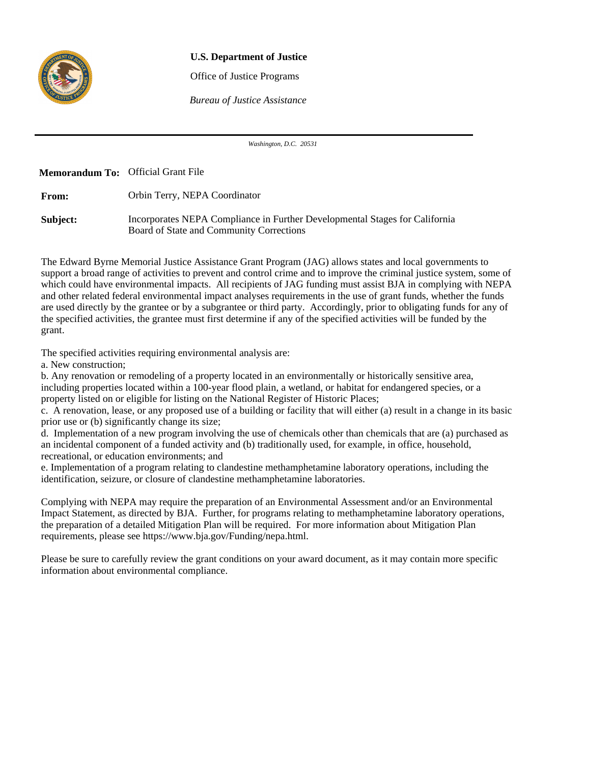**U.S. Department of Justice**

Office of Justice Programs

*Bureau of Justice Assistance*

*Washington, D.C. 20531*

**Memorandum To:** Official Grant File

**From:** Orbin Terry, NEPA Coordinator

**Subject:** Incorporates NEPA Compliance in Further Developmental Stages for California Board of State and Community Corrections

The Edward Byrne Memorial Justice Assistance Grant Program (JAG) allows states and local governments to support a broad range of activities to prevent and control crime and to improve the criminal justice system, some of which could have environmental impacts. All recipients of JAG funding must assist BJA in complying with NEPA and other related federal environmental impact analyses requirements in the use of grant funds, whether the funds are used directly by the grantee or by a subgrantee or third party. Accordingly, prior to obligating funds for any of the specified activities, the grantee must first determine if any of the specified activities will be funded by the grant.

The specified activities requiring environmental analysis are:

a. New construction;

b. Any renovation or remodeling of a property located in an environmentally or historically sensitive area, including properties located within a 100-year flood plain, a wetland, or habitat for endangered species, or a property listed on or eligible for listing on the National Register of Historic Places;

c. A renovation, lease, or any proposed use of a building or facility that will either (a) result in a change in its basic prior use or (b) significantly change its size;

d. Implementation of a new program involving the use of chemicals other than chemicals that are (a) purchased as an incidental component of a funded activity and (b) traditionally used, for example, in office, household, recreational, or education environments; and

e. Implementation of a program relating to clandestine methamphetamine laboratory operations, including the identification, seizure, or closure of clandestine methamphetamine laboratories.

Complying with NEPA may require the preparation of an Environmental Assessment and/or an Environmental Impact Statement, as directed by BJA. Further, for programs relating to methamphetamine laboratory operations, the preparation of a detailed Mitigation Plan will be required. For more information about Mitigation Plan requirements, please see https://www.bja.gov/Funding/nepa.html.

Please be sure to carefully review the grant conditions on your award document, as it may contain more specific information about environmental compliance.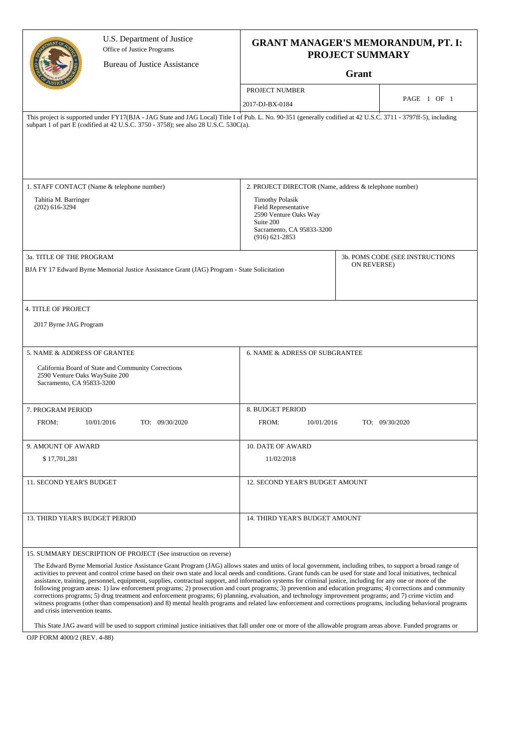U.S. Department of Justice
Office of Justice Programs

Bureau of Justice Assistance

# GRANT MANAGER'S MEMORANDUM, PT. I: PROJECT SUMMARY

**Grant**

| PROJECT NUMBER | |
|---|---|
| 2017-DJ-BX-0184 | PAGE 1 OF 1 |

This project is supported under FY17(BJA - JAG State and JAG Local) Title I of Pub. L. No. 90-351 (generally codified at 42 U.S.C. 3711 - 3797ff-5), including subpart 1 of part E (codified at 42 U.S.C. 3750 - 3758); see also 28 U.S.C. 530C(a).

**1. STAFF CONTACT (Name & telephone number)**

Tahitia M. Barringer
(202) 616-3294

**2. PROJECT DIRECTOR (Name, address & telephone number)**

Timothy Polasik
Field Representative
2590 Venture Oaks Way
Suite 200
Sacramento, CA 95833-3200
(916) 621-2853

**3a. TITLE OF THE PROGRAM**

BJA FY 17 Edward Byrne Memorial Justice Assistance Grant (JAG) Program - State Solicitation

**3b. POMS CODE (SEE INSTRUCTIONS ON REVERSE)**

**4. TITLE OF PROJECT**

2017 Byrne JAG Program

**5. NAME & ADDRESS OF GRANTEE**

California Board of State and Community Corrections
2590 Venture Oaks WaySuite 200
Sacramento, CA 95833-3200

**6. NAME & ADRESS OF SUBGRANTEE**

**7. PROGRAM PERIOD**

FROM: 10/01/2016 TO: 09/30/2020

**8. BUDGET PERIOD**

FROM: 10/01/2016 TO: 09/30/2020

**9. AMOUNT OF AWARD**

$ 17,701,281

**10. DATE OF AWARD**

11/02/2018

**11. SECOND YEAR'S BUDGET**

**12. SECOND YEAR'S BUDGET AMOUNT**

**13. THIRD YEAR'S BUDGET PERIOD**

**14. THIRD YEAR'S BUDGET AMOUNT**

**15. SUMMARY DESCRIPTION OF PROJECT (See instruction on reverse)**

The Edward Byrne Memorial Justice Assistance Grant Program (JAG) allows states and units of local government, including tribes, to support a broad range of activities to prevent and control crime based on their own state and local needs and conditions. Grant funds can be used for state and local initiatives, technical assistance, training, personnel, equipment, supplies, contractual support, and information systems for criminal justice, including for any one or more of the following program areas: 1) law enforcement programs; 2) prosecution and court programs; 3) prevention and education programs; 4) corrections and community corrections programs; 5) drug treatment and enforcement programs; 6) planning, evaluation, and technology improvement programs; and 7) crime victim and witness programs (other than compensation) and 8) mental health programs and related law enforcement and corrections programs, including behavioral programs and crisis intervention teams.

This State JAG award will be used to support criminal justice initiatives that fall under one or more of the allowable program areas above. Funded programs or

OJP FORM 4000/2 (REV. 4-88)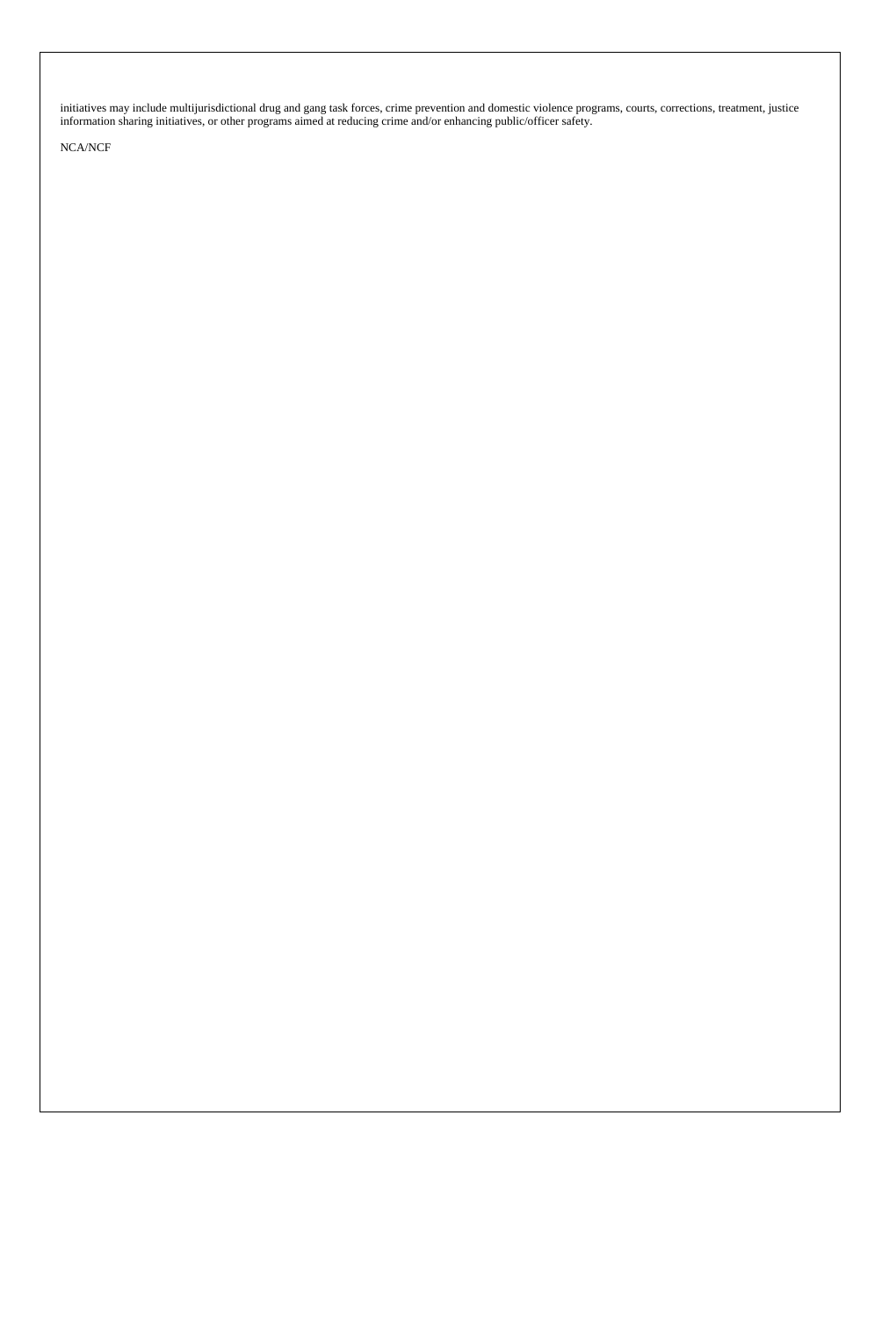initiatives may include multijurisdictional drug and gang task forces, crime prevention and domestic violence programs, courts, corrections, treatment, justice information sharing initiatives, or other programs aimed at reducing crime and/or enhancing public/officer safety.

NCA/NCF